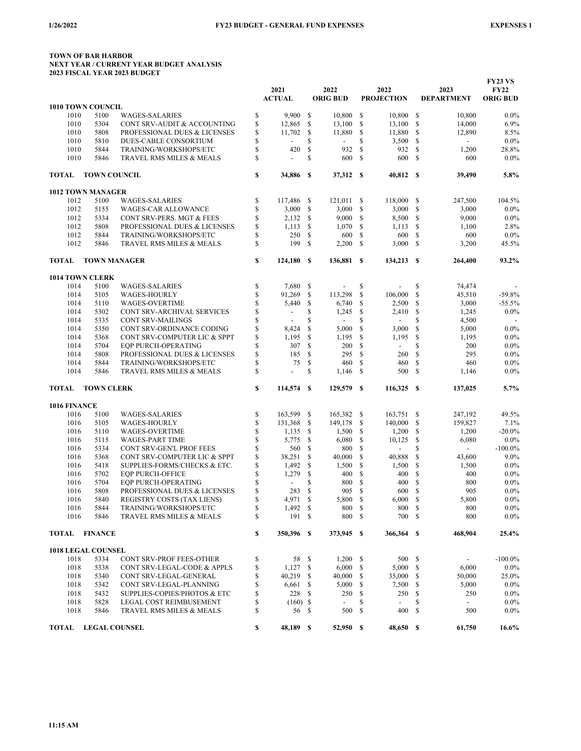**TOWN OF BAR HARBOR**
**NEXT YEAR / CURRENT YEAR BUDGET ANALYSIS**
**2023 FISCAL YEAR 2023 BUDGET**

| | | | 2021 ACTUAL | 2022 ORIG BUD | 2022 PROJECTION | 2023 DEPARTMENT | FY23 VS FY22 ORIG BUD |
|---|---|---|---|---|---|---|---|
| **1010 TOWN COUNCIL** | | | | | | | |
| 1010 | 5100 | WAGES-SALARIES | $ 9,900 | $ 10,800 | $ 10,800 | $ 10,800 | 0.0% |
| 1010 | 5304 | CONT SRV-AUDIT & ACCOUNTING | $ 12,865 | $ 13,100 | $ 13,100 | $ 14,000 | 6.9% |
| 1010 | 5808 | PROFESSIONAL DUES & LICENSES | $ 11,702 | $ 11,880 | $ 11,880 | $ 12,890 | 8.5% |
| 1010 | 5810 | DUES-CABLE CONSORTIUM | $ - | $ - | $ 3,500 | $ - | 0.0% |
| 1010 | 5844 | TRAINING/WORKSHOPS/ETC | $ 420 | $ 932 | $ 932 | $ 1,200 | 28.8% |
| 1010 | 5846 | TRAVEL RMS MILES & MEALS | $ - | $ 600 | $ 600 | $ 600 | 0.0% |
| **TOTAL** | **TOWN COUNCIL** | | **$ 34,886** | **$ 37,312** | **$ 40,812** | **$ 39,490** | **5.8%** |
| **1012 TOWN MANAGER** | | | | | | | |
| 1012 | 5100 | WAGES-SALARIES | $ 117,486 | $ 121,011 | $ 118,000 | $ 247,500 | 104.5% |
| 1012 | 5155 | WAGES-CAR ALLOWANCE | $ 3,000 | $ 3,000 | $ 3,000 | $ 3,000 | 0.0% |
| 1012 | 5334 | CONT SRV-PERS. MGT & FEES | $ 2,132 | $ 9,000 | $ 8,500 | $ 9,000 | 0.0% |
| 1012 | 5808 | PROFESSIONAL DUES & LICENSES | $ 1,113 | $ 1,070 | $ 1,113 | $ 1,100 | 2.8% |
| 1012 | 5844 | TRAINING/WORKSHOPS/ETC | $ 250 | $ 600 | $ 600 | $ 600 | 0.0% |
| 1012 | 5846 | TRAVEL RMS MILES & MEALS | $ 199 | $ 2,200 | $ 3,000 | $ 3,200 | 45.5% |
| **TOTAL** | **TOWN MANAGER** | | **$ 124,180** | **$ 136,881** | **$ 134,213** | **$ 264,400** | **93.2%** |
| **1014 TOWN CLERK** | | | | | | | |
| 1014 | 5100 | WAGES-SALARIES | $ 7,680 | $ - | $ - | $ 74,474 | - |
| 1014 | 5105 | WAGES-HOURLY | $ 91,269 | $ 113,298 | $ 106,000 | $ 45,510 | -59.8% |
| 1014 | 5110 | WAGES-OVERTIME | $ 5,440 | $ 6,740 | $ 2,500 | $ 3,000 | -55.5% |
| 1014 | 5302 | CONT SRV-ARCHIVAL SERVICES | $ - | $ 1,245 | $ 2,410 | $ 1,245 | 0.0% |
| 1014 | 5335 | CONT SRV-MAILINGS | $ - | $ - | $ - | $ 4,500 | - |
| 1014 | 5350 | CONT SRV-ORDINANCE CODING | $ 8,424 | $ 5,000 | $ 3,000 | $ 5,000 | 0.0% |
| 1014 | 5368 | CONT SRV-COMPUTER LIC & SPPT | $ 1,195 | $ 1,195 | $ 1,195 | $ 1,195 | 0.0% |
| 1014 | 5704 | EQP PURCH-OPERATING | $ 307 | $ 200 | $ - | $ 200 | 0.0% |
| 1014 | 5808 | PROFESSIONAL DUES & LICENSES | $ 185 | $ 295 | $ 260 | $ 295 | 0.0% |
| 1014 | 5844 | TRAINING/WORKSHOPS/ETC | $ 75 | $ 460 | $ 460 | $ 460 | 0.0% |
| 1014 | 5846 | TRAVEL RMS MILES & MEALS | $ - | $ 1,146 | $ 500 | $ 1,146 | 0.0% |
| **TOTAL** | **TOWN CLERK** | | **$ 114,574** | **$ 129,579** | **$ 116,325** | **$ 137,025** | **5.7%** |
| **1016 FINANCE** | | | | | | | |
| 1016 | 5100 | WAGES-SALARIES | $ 163,599 | $ 165,382 | $ 163,751 | $ 247,192 | 49.5% |
| 1016 | 5105 | WAGES-HOURLY | $ 131,368 | $ 149,178 | $ 140,000 | $ 159,827 | 7.1% |
| 1016 | 5110 | WAGES-OVERTIME | $ 1,135 | $ 1,500 | $ 1,200 | $ 1,200 | -20.0% |
| 1016 | 5115 | WAGES-PART TIME | $ 5,775 | $ 6,080 | $ 10,125 | $ 6,080 | 0.0% |
| 1016 | 5334 | CONT SRV-GEN'L PROF FEES | $ 560 | $ 800 | $ - | $ - | -100.0% |
| 1016 | 5368 | CONT SRV-COMPUTER LIC & SPPT | $ 38,251 | $ 40,000 | $ 40,888 | $ 43,600 | 9.0% |
| 1016 | 5418 | SUPPLIES-FORMS/CHECKS & ETC. | $ 1,492 | $ 1,500 | $ 1,500 | $ 1,500 | 0.0% |
| 1016 | 5702 | EQP PURCH-OFFICE | $ 1,279 | $ 400 | $ 400 | $ 400 | 0.0% |
| 1016 | 5704 | EQP PURCH-OPERATING | $ - | $ 800 | $ 400 | $ 800 | 0.0% |
| 1016 | 5808 | PROFESSIONAL DUES & LICENSES | $ 283 | $ 905 | $ 600 | $ 905 | 0.0% |
| 1016 | 5840 | REGISTRY COSTS (TAX LIENS) | $ 4,971 | $ 5,800 | $ 6,000 | $ 5,800 | 0.0% |
| 1016 | 5844 | TRAINING/WORKSHOPS/ETC | $ 1,492 | $ 800 | $ 800 | $ 800 | 0.0% |
| 1016 | 5846 | TRAVEL RMS MILES & MEALS | $ 191 | $ 800 | $ 700 | $ 800 | 0.0% |
| **TOTAL** | **FINANCE** | | **$ 350,396** | **$ 373,945** | **$ 366,364** | **$ 468,904** | **25.4%** |
| **1018 LEGAL COUNSEL** | | | | | | | |
| 1018 | 5334 | CONT SRV-PROF FEES-OTHER | $ 58 | $ 1,200 | $ 500 | $ - | -100.0% |
| 1018 | 5338 | CONT SRV-LEGAL-CODE & APPLS | $ 1,127 | $ 6,000 | $ 5,000 | $ 6,000 | 0.0% |
| 1018 | 5340 | CONT SRV-LEGAL-GENERAL | $ 40,219 | $ 40,000 | $ 35,000 | $ 50,000 | 25.0% |
| 1018 | 5342 | CONT SRV-LEGAL-PLANNING | $ 6,661 | $ 5,000 | $ 7,500 | $ 5,000 | 0.0% |
| 1018 | 5432 | SUPPLIES-COPIES/PHOTOS & ETC | $ 228 | $ 250 | $ 250 | $ 250 | 0.0% |
| 1018 | 5828 | LEGAL COST REIMBUSEMENT | $ (160) | $ - | $ - | $ - | 0.0% |
| 1018 | 5846 | TRAVEL RMS MILES & MEALS | $ 56 | $ 500 | $ 400 | $ 500 | 0.0% |
| **TOTAL** | **LEGAL COUNSEL** | | **$ 48,189** | **$ 52,950** | **$ 48,650** | **$ 61,750** | **16.6%** |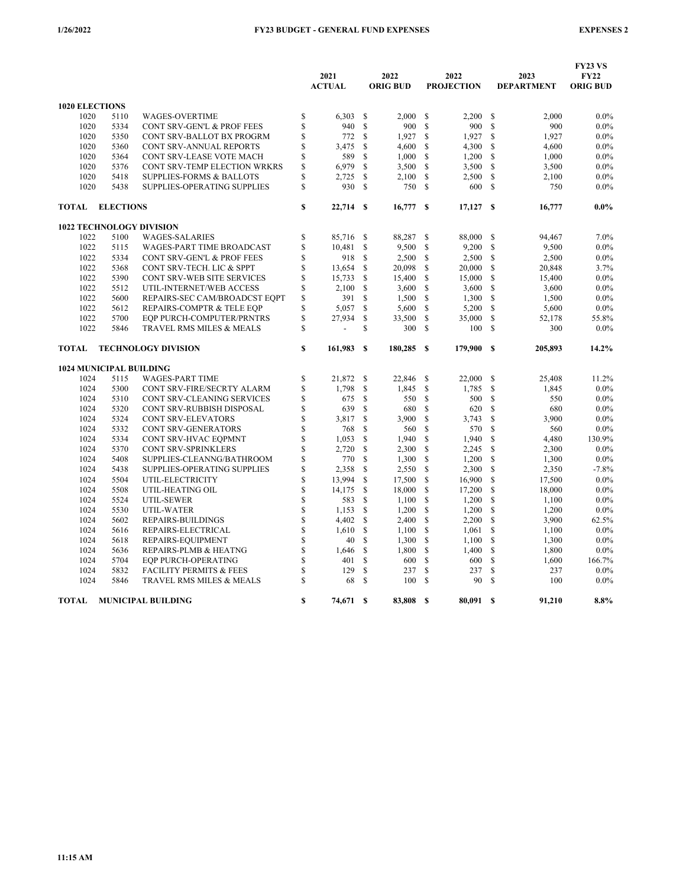# FY23 BUDGET - GENERAL FUND EXPENSES

| | | | 2021 ACTUAL | 2022 ORIG BUD | 2022 PROJECTION | 2023 DEPARTMENT | FY23 VS FY22 ORIG BUD |
|---|---|---|---|---|---|---|---|
| **1020 ELECTIONS** | | | | | | | |
| 1020 | 5110 | WAGES-OVERTIME | $ 6,303 | $ 2,000 | $ 2,200 | $ 2,000 | 0.0% |
| 1020 | 5334 | CONT SRV-GEN'L & PROF FEES | $ 940 | $ 900 | $ 900 | $ 900 | 0.0% |
| 1020 | 5350 | CONT SRV-BALLOT BX PROGRM | $ 772 | $ 1,927 | $ 1,927 | $ 1,927 | 0.0% |
| 1020 | 5360 | CONT SRV-ANNUAL REPORTS | $ 3,475 | $ 4,600 | $ 4,300 | $ 4,600 | 0.0% |
| 1020 | 5364 | CONT SRV-LEASE VOTE MACH | $ 589 | $ 1,000 | $ 1,200 | $ 1,000 | 0.0% |
| 1020 | 5376 | CONT SRV-TEMP ELECTION WRKRS | $ 6,979 | $ 3,500 | $ 3,500 | $ 3,500 | 0.0% |
| 1020 | 5418 | SUPPLIES-FORMS & BALLOTS | $ 2,725 | $ 2,100 | $ 2,500 | $ 2,100 | 0.0% |
| 1020 | 5438 | SUPPLIES-OPERATING SUPPLIES | $ 930 | $ 750 | $ 600 | $ 750 | 0.0% |
| **TOTAL** | **ELECTIONS** | | **$ 22,714** | **$ 16,777** | **$ 17,127** | **$ 16,777** | **0.0%** |
| **1022 TECHNOLOGY DIVISION** | | | | | | | |
| 1022 | 5100 | WAGES-SALARIES | $ 85,716 | $ 88,287 | $ 88,000 | $ 94,467 | 7.0% |
| 1022 | 5115 | WAGES-PART TIME BROADCAST | $ 10,481 | $ 9,500 | $ 9,200 | $ 9,500 | 0.0% |
| 1022 | 5334 | CONT SRV-GEN'L & PROF FEES | $ 918 | $ 2,500 | $ 2,500 | $ 2,500 | 0.0% |
| 1022 | 5368 | CONT SRV-TECH. LIC & SPPT | $ 13,654 | $ 20,098 | $ 20,000 | $ 20,848 | 3.7% |
| 1022 | 5390 | CONT SRV-WEB SITE SERVICES | $ 15,733 | $ 15,400 | $ 15,000 | $ 15,400 | 0.0% |
| 1022 | 5512 | UTIL-INTERNET/WEB ACCESS | $ 2,100 | $ 3,600 | $ 3,600 | $ 3,600 | 0.0% |
| 1022 | 5600 | REPAIRS-SEC CAM/BROADCST EQPT | $ 391 | $ 1,500 | $ 1,300 | $ 1,500 | 0.0% |
| 1022 | 5612 | REPAIRS-COMPTR & TELE EQP | $ 5,057 | $ 5,600 | $ 5,200 | $ 5,600 | 0.0% |
| 1022 | 5700 | EQP PURCH-COMPUTER/PRNTRS | $ 27,934 | $ 33,500 | $ 35,000 | $ 52,178 | 55.8% |
| 1022 | 5846 | TRAVEL RMS MILES & MEALS | $ - | $ 300 | $ 100 | $ 300 | 0.0% |
| **TOTAL** | **TECHNOLOGY DIVISION** | | **$ 161,983** | **$ 180,285** | **$ 179,900** | **$ 205,893** | **14.2%** |
| **1024 MUNICIPAL BUILDING** | | | | | | | |
| 1024 | 5115 | WAGES-PART TIME | $ 21,872 | $ 22,846 | $ 22,000 | $ 25,408 | 11.2% |
| 1024 | 5300 | CONT SRV-FIRE/SECRTY ALARM | $ 1,798 | $ 1,845 | $ 1,785 | $ 1,845 | 0.0% |
| 1024 | 5310 | CONT SRV-CLEANING SERVICES | $ 675 | $ 550 | $ 500 | $ 550 | 0.0% |
| 1024 | 5320 | CONT SRV-RUBBISH DISPOSAL | $ 639 | $ 680 | $ 620 | $ 680 | 0.0% |
| 1024 | 5324 | CONT SRV-ELEVATORS | $ 3,817 | $ 3,900 | $ 3,743 | $ 3,900 | 0.0% |
| 1024 | 5332 | CONT SRV-GENERATORS | $ 768 | $ 560 | $ 570 | $ 560 | 0.0% |
| 1024 | 5334 | CONT SRV-HVAC EQPMNT | $ 1,053 | $ 1,940 | $ 1,940 | $ 4,480 | 130.9% |
| 1024 | 5370 | CONT SRV-SPRINKLERS | $ 2,720 | $ 2,300 | $ 2,245 | $ 2,300 | 0.0% |
| 1024 | 5408 | SUPPLIES-CLEANNG/BATHROOM | $ 770 | $ 1,300 | $ 1,200 | $ 1,300 | 0.0% |
| 1024 | 5438 | SUPPLIES-OPERATING SUPPLIES | $ 2,358 | $ 2,550 | $ 2,300 | $ 2,350 | -7.8% |
| 1024 | 5504 | UTIL-ELECTRICITY | $ 13,994 | $ 17,500 | $ 16,900 | $ 17,500 | 0.0% |
| 1024 | 5508 | UTIL-HEATING OIL | $ 14,175 | $ 18,000 | $ 17,200 | $ 18,000 | 0.0% |
| 1024 | 5524 | UTIL-SEWER | $ 583 | $ 1,100 | $ 1,200 | $ 1,100 | 0.0% |
| 1024 | 5530 | UTIL-WATER | $ 1,153 | $ 1,200 | $ 1,200 | $ 1,200 | 0.0% |
| 1024 | 5602 | REPAIRS-BUILDINGS | $ 4,402 | $ 2,400 | $ 2,200 | $ 3,900 | 62.5% |
| 1024 | 5616 | REPAIRS-ELECTRICAL | $ 1,610 | $ 1,100 | $ 1,061 | $ 1,100 | 0.0% |
| 1024 | 5618 | REPAIRS-EQUIPMENT | $ 40 | $ 1,300 | $ 1,100 | $ 1,300 | 0.0% |
| 1024 | 5636 | REPAIRS-PLMB & HEATNG | $ 1,646 | $ 1,800 | $ 1,400 | $ 1,800 | 0.0% |
| 1024 | 5704 | EQP PURCH-OPERATING | $ 401 | $ 600 | $ 600 | $ 1,600 | 166.7% |
| 1024 | 5832 | FACILITY PERMITS & FEES | $ 129 | $ 237 | $ 237 | $ 237 | 0.0% |
| 1024 | 5846 | TRAVEL RMS MILES & MEALS | $ 68 | $ 100 | $ 90 | $ 100 | 0.0% |
| **TOTAL** | **MUNICIPAL BUILDING** | | **$ 74,671** | **$ 83,808** | **$ 80,091** | **$ 91,210** | **8.8%** |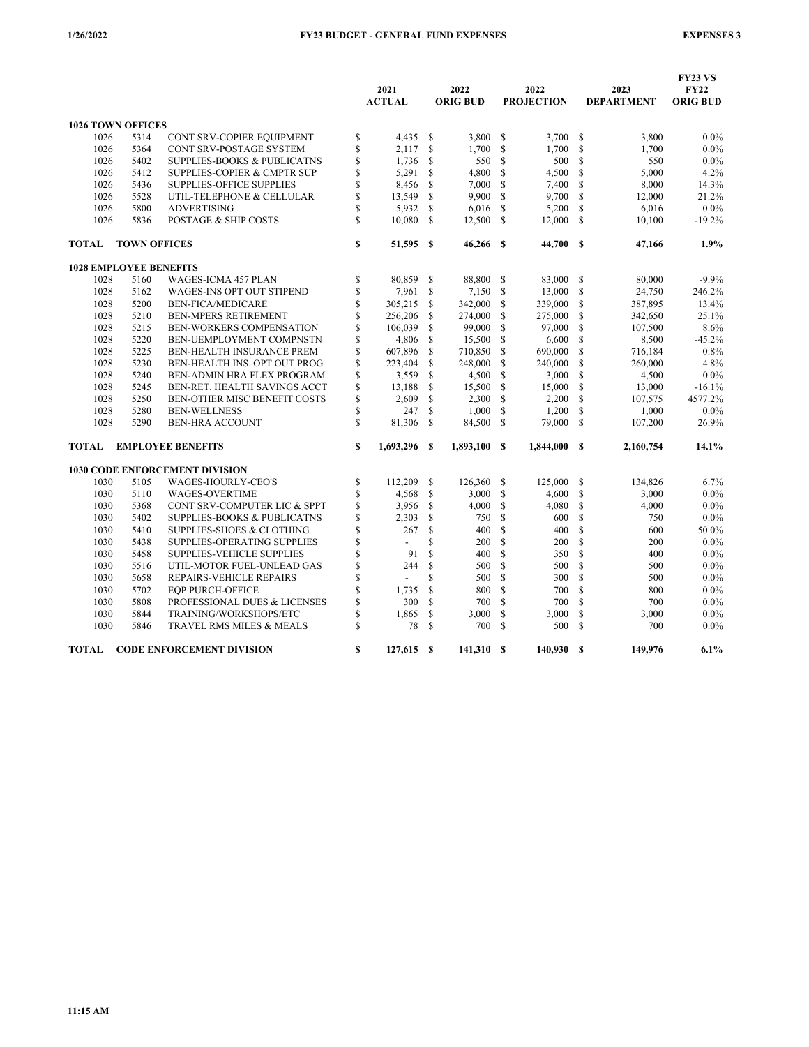## FY23 BUDGET - GENERAL FUND EXPENSES

| | | | 2021 ACTUAL | 2022 ORIG BUD | 2022 PROJECTION | 2023 DEPARTMENT | FY23 VS FY22 ORIG BUD |
|---|---|---|---|---|---|---|---|
| **1026 TOWN OFFICES** | | | | | | | |
| 1026 | 5314 | CONT SRV-COPIER EQUIPMENT | $ 4,435 | $ 3,800 | $ 3,700 | $ 3,800 | 0.0% |
| 1026 | 5364 | CONT SRV-POSTAGE SYSTEM | $ 2,117 | $ 1,700 | $ 1,700 | $ 1,700 | 0.0% |
| 1026 | 5402 | SUPPLIES-BOOKS & PUBLICATNS | $ 1,736 | $ 550 | $ 500 | $ 550 | 0.0% |
| 1026 | 5412 | SUPPLIES-COPIER & CMPTR SUP | $ 5,291 | $ 4,800 | $ 4,500 | $ 5,000 | 4.2% |
| 1026 | 5436 | SUPPLIES-OFFICE SUPPLIES | $ 8,456 | $ 7,000 | $ 7,400 | $ 8,000 | 14.3% |
| 1026 | 5528 | UTIL-TELEPHONE & CELLULAR | $ 13,549 | $ 9,900 | $ 9,700 | $ 12,000 | 21.2% |
| 1026 | 5800 | ADVERTISING | $ 5,932 | $ 6,016 | $ 5,200 | $ 6,016 | 0.0% |
| 1026 | 5836 | POSTAGE & SHIP COSTS | $ 10,080 | $ 12,500 | $ 12,000 | $ 10,100 | -19.2% |
| **TOTAL** | **TOWN OFFICES** | | **$ 51,595** | **$ 46,266** | **$ 44,700** | **$ 47,166** | **1.9%** |
| **1028 EMPLOYEE BENEFITS** | | | | | | | |
| 1028 | 5160 | WAGES-ICMA 457 PLAN | $ 80,859 | $ 88,800 | $ 83,000 | $ 80,000 | -9.9% |
| 1028 | 5162 | WAGES-INS OPT OUT STIPEND | $ 7,961 | $ 7,150 | $ 13,000 | $ 24,750 | 246.2% |
| 1028 | 5200 | BEN-FICA/MEDICARE | $ 305,215 | $ 342,000 | $ 339,000 | $ 387,895 | 13.4% |
| 1028 | 5210 | BEN-MPERS RETIREMENT | $ 256,206 | $ 274,000 | $ 275,000 | $ 342,650 | 25.1% |
| 1028 | 5215 | BEN-WORKERS COMPENSATION | $ 106,039 | $ 99,000 | $ 97,000 | $ 107,500 | 8.6% |
| 1028 | 5220 | BEN-UEMPLOYMENT COMPNSTN | $ 4,806 | $ 15,500 | $ 6,600 | $ 8,500 | -45.2% |
| 1028 | 5225 | BEN-HEALTH INSURANCE PREM | $ 607,896 | $ 710,850 | $ 690,000 | $ 716,184 | 0.8% |
| 1028 | 5230 | BEN-HEALTH INS. OPT OUT PROG | $ 223,404 | $ 248,000 | $ 240,000 | $ 260,000 | 4.8% |
| 1028 | 5240 | BEN-ADMIN HRA FLEX PROGRAM | $ 3,559 | $ 4,500 | $ 3,000 | $ 4,500 | 0.0% |
| 1028 | 5245 | BEN-RET. HEALTH SAVINGS ACCT | $ 13,188 | $ 15,500 | $ 15,000 | $ 13,000 | -16.1% |
| 1028 | 5250 | BEN-OTHER MISC BENEFIT COSTS | $ 2,609 | $ 2,300 | $ 2,200 | $ 107,575 | 4577.2% |
| 1028 | 5280 | BEN-WELLNESS | $ 247 | $ 1,000 | $ 1,200 | $ 1,000 | 0.0% |
| 1028 | 5290 | BEN-HRA ACCOUNT | $ 81,306 | $ 84,500 | $ 79,000 | $ 107,200 | 26.9% |
| **TOTAL** | **EMPLOYEE BENEFITS** | | **$ 1,693,296** | **$ 1,893,100** | **$ 1,844,000** | **$ 2,160,754** | **14.1%** |
| **1030 CODE ENFORCEMENT DIVISION** | | | | | | | |
| 1030 | 5105 | WAGES-HOURLY-CEO'S | $ 112,209 | $ 126,360 | $ 125,000 | $ 134,826 | 6.7% |
| 1030 | 5110 | WAGES-OVERTIME | $ 4,568 | $ 3,000 | $ 4,600 | $ 3,000 | 0.0% |
| 1030 | 5368 | CONT SRV-COMPUTER LIC & SPPT | $ 3,956 | $ 4,000 | $ 4,080 | $ 4,000 | 0.0% |
| 1030 | 5402 | SUPPLIES-BOOKS & PUBLICATNS | $ 2,303 | $ 750 | $ 600 | $ 750 | 0.0% |
| 1030 | 5410 | SUPPLIES-SHOES & CLOTHING | $ 267 | $ 400 | $ 400 | $ 600 | 50.0% |
| 1030 | 5438 | SUPPLIES-OPERATING SUPPLIES | $ - | $ 200 | $ 200 | $ 200 | 0.0% |
| 1030 | 5458 | SUPPLIES-VEHICLE SUPPLIES | $ 91 | $ 400 | $ 350 | $ 400 | 0.0% |
| 1030 | 5516 | UTIL-MOTOR FUEL-UNLEAD GAS | $ 244 | $ 500 | $ 500 | $ 500 | 0.0% |
| 1030 | 5658 | REPAIRS-VEHICLE REPAIRS | $ - | $ 500 | $ 300 | $ 500 | 0.0% |
| 1030 | 5702 | EQP PURCH-OFFICE | $ 1,735 | $ 800 | $ 700 | $ 800 | 0.0% |
| 1030 | 5808 | PROFESSIONAL DUES & LICENSES | $ 300 | $ 700 | $ 700 | $ 700 | 0.0% |
| 1030 | 5844 | TRAINING/WORKSHOPS/ETC | $ 1,865 | $ 3,000 | $ 3,000 | $ 3,000 | 0.0% |
| 1030 | 5846 | TRAVEL RMS MILES & MEALS | $ 78 | $ 700 | $ 500 | $ 700 | 0.0% |
| **TOTAL** | **CODE ENFORCEMENT DIVISION** | | **$ 127,615** | **$ 141,310** | **$ 140,930** | **$ 149,976** | **6.1%** |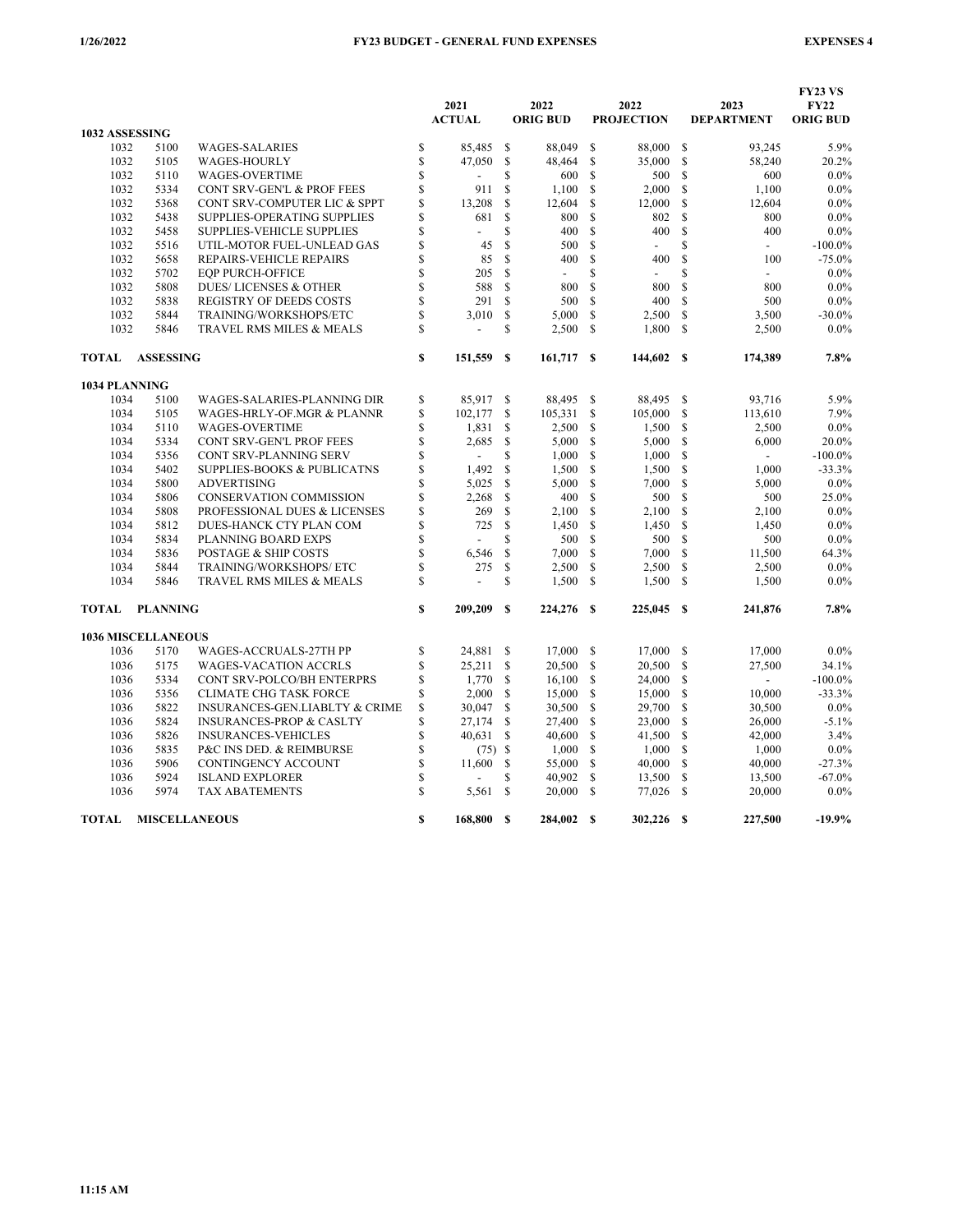| | | | 2021 ACTUAL | 2022 ORIG BUD | 2022 PROJECTION | 2023 DEPARTMENT | FY23 VS FY22 ORIG BUD |
|---|---|---|---|---|---|---|---|
| **1032 ASSESSING** | | | | | | | |
| 1032 | 5100 | WAGES-SALARIES | $ 85,485 | $ 88,049 | $ 88,000 | $ 93,245 | 5.9% |
| 1032 | 5105 | WAGES-HOURLY | $ 47,050 | $ 48,464 | $ 35,000 | $ 58,240 | 20.2% |
| 1032 | 5110 | WAGES-OVERTIME | $ - | $ 600 | $ 500 | $ 600 | 0.0% |
| 1032 | 5334 | CONT SRV-GEN'L & PROF FEES | $ 911 | $ 1,100 | $ 2,000 | $ 1,100 | 0.0% |
| 1032 | 5368 | CONT SRV-COMPUTER LIC & SPPT | $ 13,208 | $ 12,604 | $ 12,000 | $ 12,604 | 0.0% |
| 1032 | 5438 | SUPPLIES-OPERATING SUPPLIES | $ 681 | $ 800 | $ 802 | $ 800 | 0.0% |
| 1032 | 5458 | SUPPLIES-VEHICLE SUPPLIES | $ - | $ 400 | $ 400 | $ 400 | 0.0% |
| 1032 | 5516 | UTIL-MOTOR FUEL-UNLEAD GAS | $ 45 | $ 500 | $ - | $ - | -100.0% |
| 1032 | 5658 | REPAIRS-VEHICLE REPAIRS | $ 85 | $ 400 | $ 400 | $ 100 | -75.0% |
| 1032 | 5702 | EQP PURCH-OFFICE | $ 205 | $ - | $ - | $ - | 0.0% |
| 1032 | 5808 | DUES/ LICENSES & OTHER | $ 588 | $ 800 | $ 800 | $ 800 | 0.0% |
| 1032 | 5838 | REGISTRY OF DEEDS COSTS | $ 291 | $ 500 | $ 400 | $ 500 | 0.0% |
| 1032 | 5844 | TRAINING/WORKSHOPS/ETC | $ 3,010 | $ 5,000 | $ 2,500 | $ 3,500 | -30.0% |
| 1032 | 5846 | TRAVEL RMS MILES & MEALS | $ - | $ 2,500 | $ 1,800 | $ 2,500 | 0.0% |
| **TOTAL** | **ASSESSING** | | **$ 151,559** | **$ 161,717** | **$ 144,602** | **$ 174,389** | **7.8%** |
| **1034 PLANNING** | | | | | | | |
| 1034 | 5100 | WAGES-SALARIES-PLANNING DIR | $ 85,917 | $ 88,495 | $ 88,495 | $ 93,716 | 5.9% |
| 1034 | 5105 | WAGES-HRLY-OF.MGR & PLANNR | $ 102,177 | $ 105,331 | $ 105,000 | $ 113,610 | 7.9% |
| 1034 | 5110 | WAGES-OVERTIME | $ 1,831 | $ 2,500 | $ 1,500 | $ 2,500 | 0.0% |
| 1034 | 5334 | CONT SRV-GEN'L PROF FEES | $ 2,685 | $ 5,000 | $ 5,000 | $ 6,000 | 20.0% |
| 1034 | 5356 | CONT SRV-PLANNING SERV | $ - | $ 1,000 | $ 1,000 | $ - | -100.0% |
| 1034 | 5402 | SUPPLIES-BOOKS & PUBLICATNS | $ 1,492 | $ 1,500 | $ 1,500 | $ 1,000 | -33.3% |
| 1034 | 5800 | ADVERTISING | $ 5,025 | $ 5,000 | $ 7,000 | $ 5,000 | 0.0% |
| 1034 | 5806 | CONSERVATION COMMISSION | $ 2,268 | $ 400 | $ 500 | $ 500 | 25.0% |
| 1034 | 5808 | PROFESSIONAL DUES & LICENSES | $ 269 | $ 2,100 | $ 2,100 | $ 2,100 | 0.0% |
| 1034 | 5812 | DUES-HANCK CTY PLAN COM | $ 725 | $ 1,450 | $ 1,450 | $ 1,450 | 0.0% |
| 1034 | 5834 | PLANNING BOARD EXPS | $ - | $ 500 | $ 500 | $ 500 | 0.0% |
| 1034 | 5836 | POSTAGE & SHIP COSTS | $ 6,546 | $ 7,000 | $ 7,000 | $ 11,500 | 64.3% |
| 1034 | 5844 | TRAINING/WORKSHOPS/ ETC | $ 275 | $ 2,500 | $ 2,500 | $ 2,500 | 0.0% |
| 1034 | 5846 | TRAVEL RMS MILES & MEALS | $ - | $ 1,500 | $ 1,500 | $ 1,500 | 0.0% |
| **TOTAL** | **PLANNING** | | **$ 209,209** | **$ 224,276** | **$ 225,045** | **$ 241,876** | **7.8%** |
| **1036 MISCELLANEOUS** | | | | | | | |
| 1036 | 5170 | WAGES-ACCRUALS-27TH PP | $ 24,881 | $ 17,000 | $ 17,000 | $ 17,000 | 0.0% |
| 1036 | 5175 | WAGES-VACATION ACCRLS | $ 25,211 | $ 20,500 | $ 20,500 | $ 27,500 | 34.1% |
| 1036 | 5334 | CONT SRV-POLCO/BH ENTERPRS | $ 1,770 | $ 16,100 | $ 24,000 | $ - | -100.0% |
| 1036 | 5356 | CLIMATE CHG TASK FORCE | $ 2,000 | $ 15,000 | $ 15,000 | $ 10,000 | -33.3% |
| 1036 | 5822 | INSURANCES-GEN.LIABLTY & CRIME | $ 30,047 | $ 30,500 | $ 29,700 | $ 30,500 | 0.0% |
| 1036 | 5824 | INSURANCES-PROP & CASLTY | $ 27,174 | $ 27,400 | $ 23,000 | $ 26,000 | -5.1% |
| 1036 | 5826 | INSURANCES-VEHICLES | $ 40,631 | $ 40,600 | $ 41,500 | $ 42,000 | 3.4% |
| 1036 | 5835 | P&C INS DED. & REIMBURSE | $ (75) | $ 1,000 | $ 1,000 | $ 1,000 | 0.0% |
| 1036 | 5906 | CONTINGENCY ACCOUNT | $ 11,600 | $ 55,000 | $ 40,000 | $ 40,000 | -27.3% |
| 1036 | 5924 | ISLAND EXPLORER | $ - | $ 40,902 | $ 13,500 | $ 13,500 | -67.0% |
| 1036 | 5974 | TAX ABATEMENTS | $ 5,561 | $ 20,000 | $ 77,026 | $ 20,000 | 0.0% |
| **TOTAL** | **MISCELLANEOUS** | | **$ 168,800** | **$ 284,002** | **$ 302,226** | **$ 227,500** | **-19.9%** |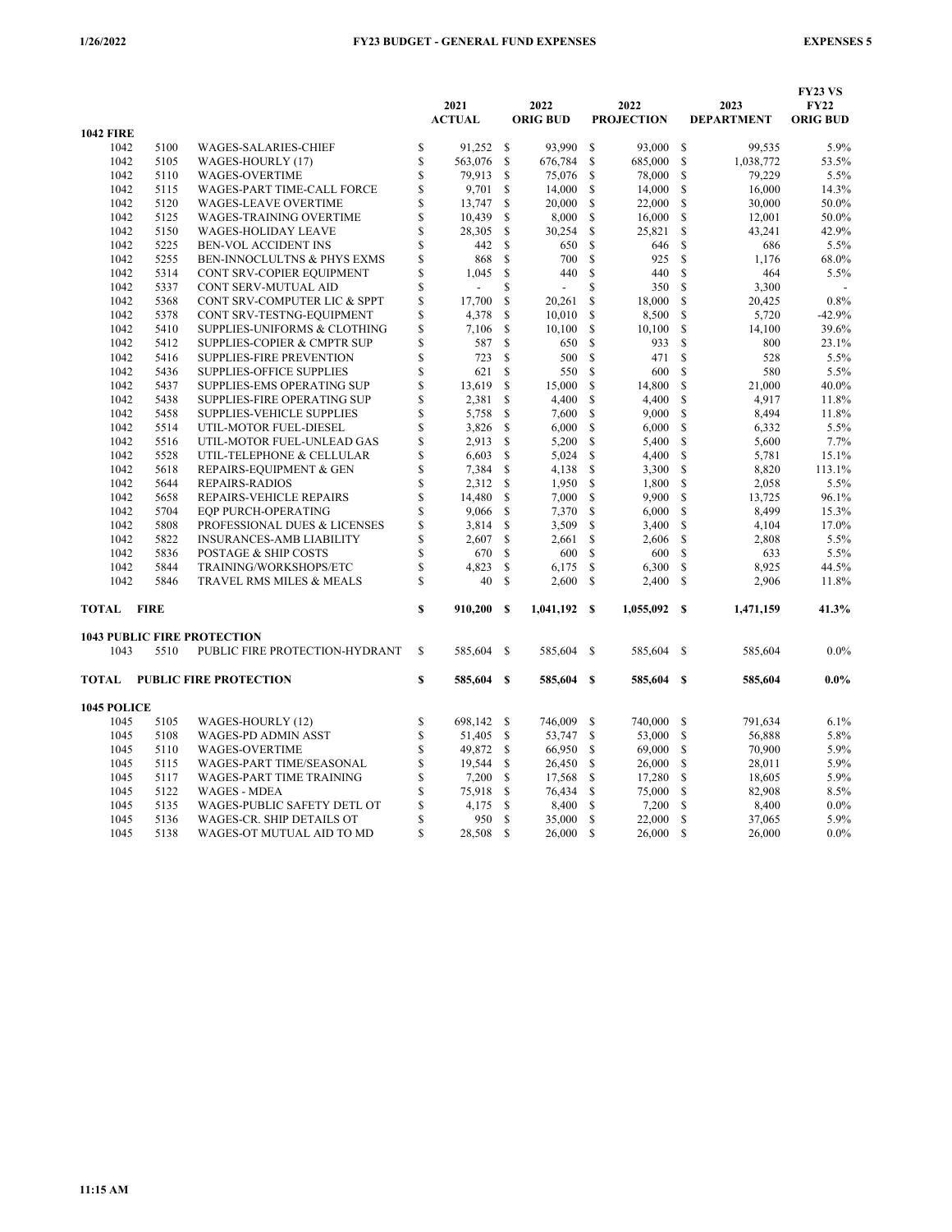# FY23 BUDGET - GENERAL FUND EXPENSES

| | | | 2021 ACTUAL | 2022 ORIG BUD | 2022 PROJECTION | 2023 DEPARTMENT | FY23 VS FY22 ORIG BUD |
|---|---|---|---|---|---|---|---|
| **1042 FIRE** | | | | | | | |
| 1042 | 5100 | WAGES-SALARIES-CHIEF | $ 91,252 | $ 93,990 | $ 93,000 | $ 99,535 | 5.9% |
| 1042 | 5105 | WAGES-HOURLY (17) | $ 563,076 | $ 676,784 | $ 685,000 | $ 1,038,772 | 53.5% |
| 1042 | 5110 | WAGES-OVERTIME | $ 79,913 | $ 75,076 | $ 78,000 | $ 79,229 | 5.5% |
| 1042 | 5115 | WAGES-PART TIME-CALL FORCE | $ 9,701 | $ 14,000 | $ 14,000 | $ 16,000 | 14.3% |
| 1042 | 5120 | WAGES-LEAVE OVERTIME | $ 13,747 | $ 20,000 | $ 22,000 | $ 30,000 | 50.0% |
| 1042 | 5125 | WAGES-TRAINING OVERTIME | $ 10,439 | $ 8,000 | $ 16,000 | $ 12,001 | 50.0% |
| 1042 | 5150 | WAGES-HOLIDAY LEAVE | $ 28,305 | $ 30,254 | $ 25,821 | $ 43,241 | 42.9% |
| 1042 | 5225 | BEN-VOL ACCIDENT INS | $ 442 | $ 650 | $ 646 | $ 686 | 5.5% |
| 1042 | 5255 | BEN-INNOCLULTNS & PHYS EXMS | $ 868 | $ 700 | $ 925 | $ 1,176 | 68.0% |
| 1042 | 5314 | CONT SRV-COPIER EQUIPMENT | $ 1,045 | $ 440 | $ 440 | $ 464 | 5.5% |
| 1042 | 5337 | CONT SERV-MUTUAL AID | $ - | $ - | $ 350 | $ 3,300 | - |
| 1042 | 5368 | CONT SRV-COMPUTER LIC & SPPT | $ 17,700 | $ 20,261 | $ 18,000 | $ 20,425 | 0.8% |
| 1042 | 5378 | CONT SRV-TESTNG-EQUIPMENT | $ 4,378 | $ 10,010 | $ 8,500 | $ 5,720 | -42.9% |
| 1042 | 5410 | SUPPLIES-UNIFORMS & CLOTHING | $ 7,106 | $ 10,100 | $ 10,100 | $ 14,100 | 39.6% |
| 1042 | 5412 | SUPPLIES-COPIER & CMPTR SUP | $ 587 | $ 650 | $ 933 | $ 800 | 23.1% |
| 1042 | 5416 | SUPPLIES-FIRE PREVENTION | $ 723 | $ 500 | $ 471 | $ 528 | 5.5% |
| 1042 | 5436 | SUPPLIES-OFFICE SUPPLIES | $ 621 | $ 550 | $ 600 | $ 580 | 5.5% |
| 1042 | 5437 | SUPPLIES-EMS OPERATING SUP | $ 13,619 | $ 15,000 | $ 14,800 | $ 21,000 | 40.0% |
| 1042 | 5438 | SUPPLIES-FIRE OPERATING SUP | $ 2,381 | $ 4,400 | $ 4,400 | $ 4,917 | 11.8% |
| 1042 | 5458 | SUPPLIES-VEHICLE SUPPLIES | $ 5,758 | $ 7,600 | $ 9,000 | $ 8,494 | 11.8% |
| 1042 | 5514 | UTIL-MOTOR FUEL-DIESEL | $ 3,826 | $ 6,000 | $ 6,000 | $ 6,332 | 5.5% |
| 1042 | 5516 | UTIL-MOTOR FUEL-UNLEAD GAS | $ 2,913 | $ 5,200 | $ 5,400 | $ 5,600 | 7.7% |
| 1042 | 5528 | UTIL-TELEPHONE & CELLULAR | $ 6,603 | $ 5,024 | $ 4,400 | $ 5,781 | 15.1% |
| 1042 | 5618 | REPAIRS-EQUIPMENT & GEN | $ 7,384 | $ 4,138 | $ 3,300 | $ 8,820 | 113.1% |
| 1042 | 5644 | REPAIRS-RADIOS | $ 2,312 | $ 1,950 | $ 1,800 | $ 2,058 | 5.5% |
| 1042 | 5658 | REPAIRS-VEHICLE REPAIRS | $ 14,480 | $ 7,000 | $ 9,900 | $ 13,725 | 96.1% |
| 1042 | 5704 | EQP PURCH-OPERATING | $ 9,066 | $ 7,370 | $ 6,000 | $ 8,499 | 15.3% |
| 1042 | 5808 | PROFESSIONAL DUES & LICENSES | $ 3,814 | $ 3,509 | $ 3,400 | $ 4,104 | 17.0% |
| 1042 | 5822 | INSURANCES-AMB LIABILITY | $ 2,607 | $ 2,661 | $ 2,606 | $ 2,808 | 5.5% |
| 1042 | 5836 | POSTAGE & SHIP COSTS | $ 670 | $ 600 | $ 600 | $ 633 | 5.5% |
| 1042 | 5844 | TRAINING/WORKSHOPS/ETC | $ 4,823 | $ 6,175 | $ 6,300 | $ 8,925 | 44.5% |
| 1042 | 5846 | TRAVEL RMS MILES & MEALS | $ 40 | $ 2,600 | $ 2,400 | $ 2,906 | 11.8% |
| **TOTAL** | **FIRE** | | **$ 910,200** | **$ 1,041,192** | **$ 1,055,092** | **$ 1,471,159** | **41.3%** |
| **1043 PUBLIC FIRE PROTECTION** | | | | | | | |
| 1043 | 5510 | PUBLIC FIRE PROTECTION-HYDRANT | $ 585,604 | $ 585,604 | $ 585,604 | $ 585,604 | 0.0% |
| **TOTAL** | **PUBLIC FIRE PROTECTION** | | **$ 585,604** | **$ 585,604** | **$ 585,604** | **$ 585,604** | **0.0%** |
| **1045 POLICE** | | | | | | | |
| 1045 | 5105 | WAGES-HOURLY (12) | $ 698,142 | $ 746,009 | $ 740,000 | $ 791,634 | 6.1% |
| 1045 | 5108 | WAGES-PD ADMIN ASST | $ 51,405 | $ 53,747 | $ 53,000 | $ 56,888 | 5.8% |
| 1045 | 5110 | WAGES-OVERTIME | $ 49,872 | $ 66,950 | $ 69,000 | $ 70,900 | 5.9% |
| 1045 | 5115 | WAGES-PART TIME/SEASONAL | $ 19,544 | $ 26,450 | $ 26,000 | $ 28,011 | 5.9% |
| 1045 | 5117 | WAGES-PART TIME TRAINING | $ 7,200 | $ 17,568 | $ 17,280 | $ 18,605 | 5.9% |
| 1045 | 5122 | WAGES - MDEA | $ 75,918 | $ 76,434 | $ 75,000 | $ 82,908 | 8.5% |
| 1045 | 5135 | WAGES-PUBLIC SAFETY DETL OT | $ 4,175 | $ 8,400 | $ 7,200 | $ 8,400 | 0.0% |
| 1045 | 5136 | WAGES-CR. SHIP DETAILS OT | $ 950 | $ 35,000 | $ 22,000 | $ 37,065 | 5.9% |
| 1045 | 5138 | WAGES-OT MUTUAL AID TO MD | $ 28,508 | $ 26,000 | $ 26,000 | $ 26,000 | 0.0% |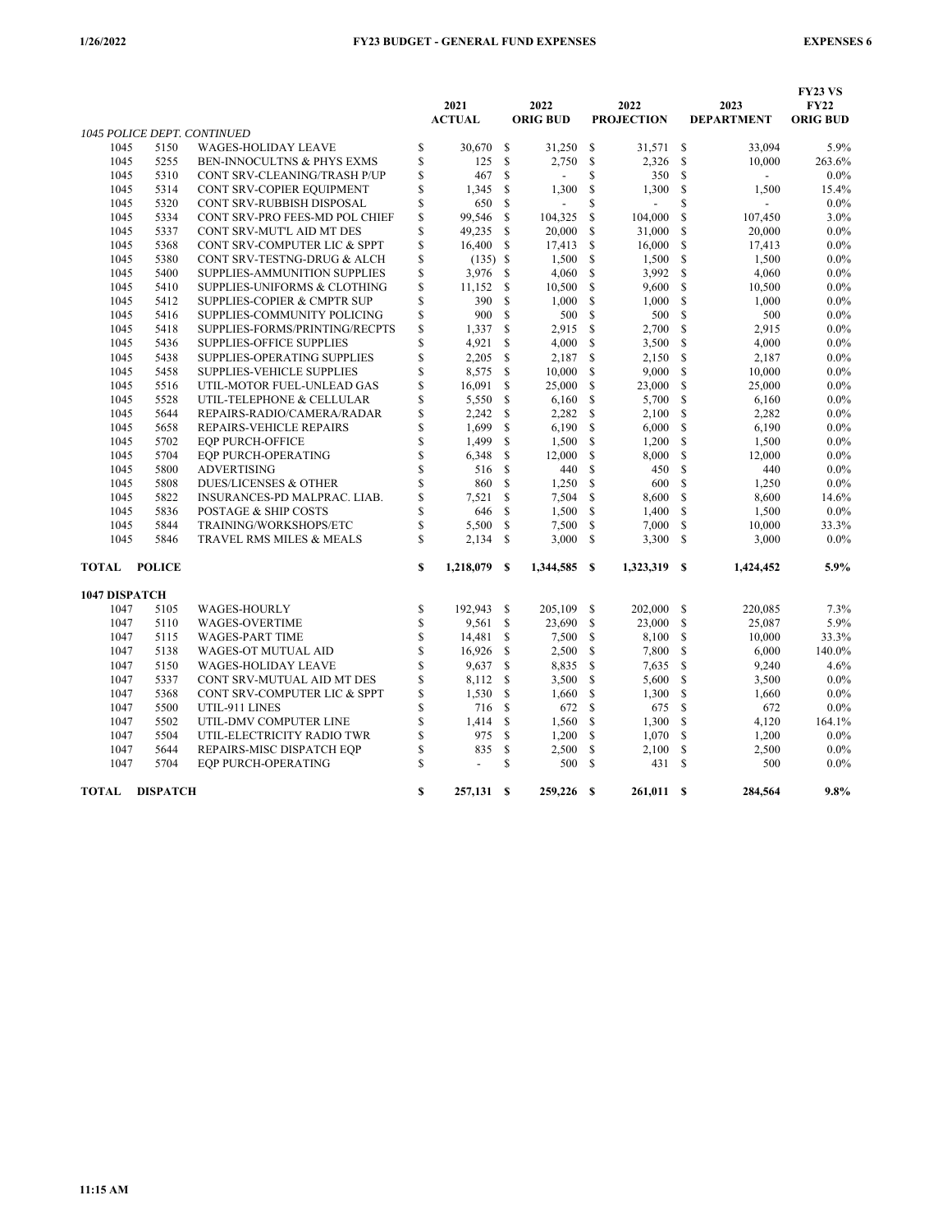| | | | 2021 ACTUAL | 2022 ORIG BUD | 2022 PROJECTION | 2023 DEPARTMENT | FY23 VS FY22 ORIG BUD |
|---|---|---|---|---|---|---|---|
| *1045 POLICE DEPT. CONTINUED* | | | | | | | |
| 1045 | 5150 | WAGES-HOLIDAY LEAVE | $ 30,670 | $ 31,250 | $ 31,571 | $ 33,094 | 5.9% |
| 1045 | 5255 | BEN-INNOCULTNS & PHYS EXMS | $ 125 | $ 2,750 | $ 2,326 | $ 10,000 | 263.6% |
| 1045 | 5310 | CONT SRV-CLEANING/TRASH P/UP | $ 467 | $ - | $ 350 | $ - | 0.0% |
| 1045 | 5314 | CONT SRV-COPIER EQUIPMENT | $ 1,345 | $ 1,300 | $ 1,300 | $ 1,500 | 15.4% |
| 1045 | 5320 | CONT SRV-RUBBISH DISPOSAL | $ 650 | $ - | $ - | $ - | 0.0% |
| 1045 | 5334 | CONT SRV-PRO FEES-MD POL CHIEF | $ 99,546 | $ 104,325 | $ 104,000 | $ 107,450 | 3.0% |
| 1045 | 5337 | CONT SRV-MUT'L AID MT DES | $ 49,235 | $ 20,000 | $ 31,000 | $ 20,000 | 0.0% |
| 1045 | 5368 | CONT SRV-COMPUTER LIC & SPPT | $ 16,400 | $ 17,413 | $ 16,000 | $ 17,413 | 0.0% |
| 1045 | 5380 | CONT SRV-TESTNG-DRUG & ALCH | $ (135) | $ 1,500 | $ 1,500 | $ 1,500 | 0.0% |
| 1045 | 5400 | SUPPLIES-AMMUNITION SUPPLIES | $ 3,976 | $ 4,060 | $ 3,992 | $ 4,060 | 0.0% |
| 1045 | 5410 | SUPPLIES-UNIFORMS & CLOTHING | $ 11,152 | $ 10,500 | $ 9,600 | $ 10,500 | 0.0% |
| 1045 | 5412 | SUPPLIES-COPIER & CMPTR SUP | $ 390 | $ 1,000 | $ 1,000 | $ 1,000 | 0.0% |
| 1045 | 5416 | SUPPLIES-COMMUNITY POLICING | $ 900 | $ 500 | $ 500 | $ 500 | 0.0% |
| 1045 | 5418 | SUPPLIES-FORMS/PRINTING/RECPTS | $ 1,337 | $ 2,915 | $ 2,700 | $ 2,915 | 0.0% |
| 1045 | 5436 | SUPPLIES-OFFICE SUPPLIES | $ 4,921 | $ 4,000 | $ 3,500 | $ 4,000 | 0.0% |
| 1045 | 5438 | SUPPLIES-OPERATING SUPPLIES | $ 2,205 | $ 2,187 | $ 2,150 | $ 2,187 | 0.0% |
| 1045 | 5458 | SUPPLIES-VEHICLE SUPPLIES | $ 8,575 | $ 10,000 | $ 9,000 | $ 10,000 | 0.0% |
| 1045 | 5516 | UTIL-MOTOR FUEL-UNLEAD GAS | $ 16,091 | $ 25,000 | $ 23,000 | $ 25,000 | 0.0% |
| 1045 | 5528 | UTIL-TELEPHONE & CELLULAR | $ 5,550 | $ 6,160 | $ 5,700 | $ 6,160 | 0.0% |
| 1045 | 5644 | REPAIRS-RADIO/CAMERA/RADAR | $ 2,242 | $ 2,282 | $ 2,100 | $ 2,282 | 0.0% |
| 1045 | 5658 | REPAIRS-VEHICLE REPAIRS | $ 1,699 | $ 6,190 | $ 6,000 | $ 6,190 | 0.0% |
| 1045 | 5702 | EQP PURCH-OFFICE | $ 1,499 | $ 1,500 | $ 1,200 | $ 1,500 | 0.0% |
| 1045 | 5704 | EQP PURCH-OPERATING | $ 6,348 | $ 12,000 | $ 8,000 | $ 12,000 | 0.0% |
| 1045 | 5800 | ADVERTISING | $ 516 | $ 440 | $ 450 | $ 440 | 0.0% |
| 1045 | 5808 | DUES/LICENSES & OTHER | $ 860 | $ 1,250 | $ 600 | $ 1,250 | 0.0% |
| 1045 | 5822 | INSURANCES-PD MALPRAC. LIAB. | $ 7,521 | $ 7,504 | $ 8,600 | $ 8,600 | 14.6% |
| 1045 | 5836 | POSTAGE & SHIP COSTS | $ 646 | $ 1,500 | $ 1,400 | $ 1,500 | 0.0% |
| 1045 | 5844 | TRAINING/WORKSHOPS/ETC | $ 5,500 | $ 7,500 | $ 7,000 | $ 10,000 | 33.3% |
| 1045 | 5846 | TRAVEL RMS MILES & MEALS | $ 2,134 | $ 3,000 | $ 3,300 | $ 3,000 | 0.0% |
| **TOTAL** | **POLICE** | | **$ 1,218,079** | **$ 1,344,585** | **$ 1,323,319** | **$ 1,424,452** | **5.9%** |
| **1047 DISPATCH** | | | | | | | |
| 1047 | 5105 | WAGES-HOURLY | $ 192,943 | $ 205,109 | $ 202,000 | $ 220,085 | 7.3% |
| 1047 | 5110 | WAGES-OVERTIME | $ 9,561 | $ 23,690 | $ 23,000 | $ 25,087 | 5.9% |
| 1047 | 5115 | WAGES-PART TIME | $ 14,481 | $ 7,500 | $ 8,100 | $ 10,000 | 33.3% |
| 1047 | 5138 | WAGES-OT MUTUAL AID | $ 16,926 | $ 2,500 | $ 7,800 | $ 6,000 | 140.0% |
| 1047 | 5150 | WAGES-HOLIDAY LEAVE | $ 9,637 | $ 8,835 | $ 7,635 | $ 9,240 | 4.6% |
| 1047 | 5337 | CONT SRV-MUTUAL AID MT DES | $ 8,112 | $ 3,500 | $ 5,600 | $ 3,500 | 0.0% |
| 1047 | 5368 | CONT SRV-COMPUTER LIC & SPPT | $ 1,530 | $ 1,660 | $ 1,300 | $ 1,660 | 0.0% |
| 1047 | 5500 | UTIL-911 LINES | $ 716 | $ 672 | $ 675 | $ 672 | 0.0% |
| 1047 | 5502 | UTIL-DMV COMPUTER LINE | $ 1,414 | $ 1,560 | $ 1,300 | $ 4,120 | 164.1% |
| 1047 | 5504 | UTIL-ELECTRICITY RADIO TWR | $ 975 | $ 1,200 | $ 1,070 | $ 1,200 | 0.0% |
| 1047 | 5644 | REPAIRS-MISC DISPATCH EQP | $ 835 | $ 2,500 | $ 2,100 | $ 2,500 | 0.0% |
| 1047 | 5704 | EQP PURCH-OPERATING | $ - | $ 500 | $ 431 | $ 500 | 0.0% |
| **TOTAL** | **DISPATCH** | | **$ 257,131** | **$ 259,226** | **$ 261,011** | **$ 284,564** | **9.8%** |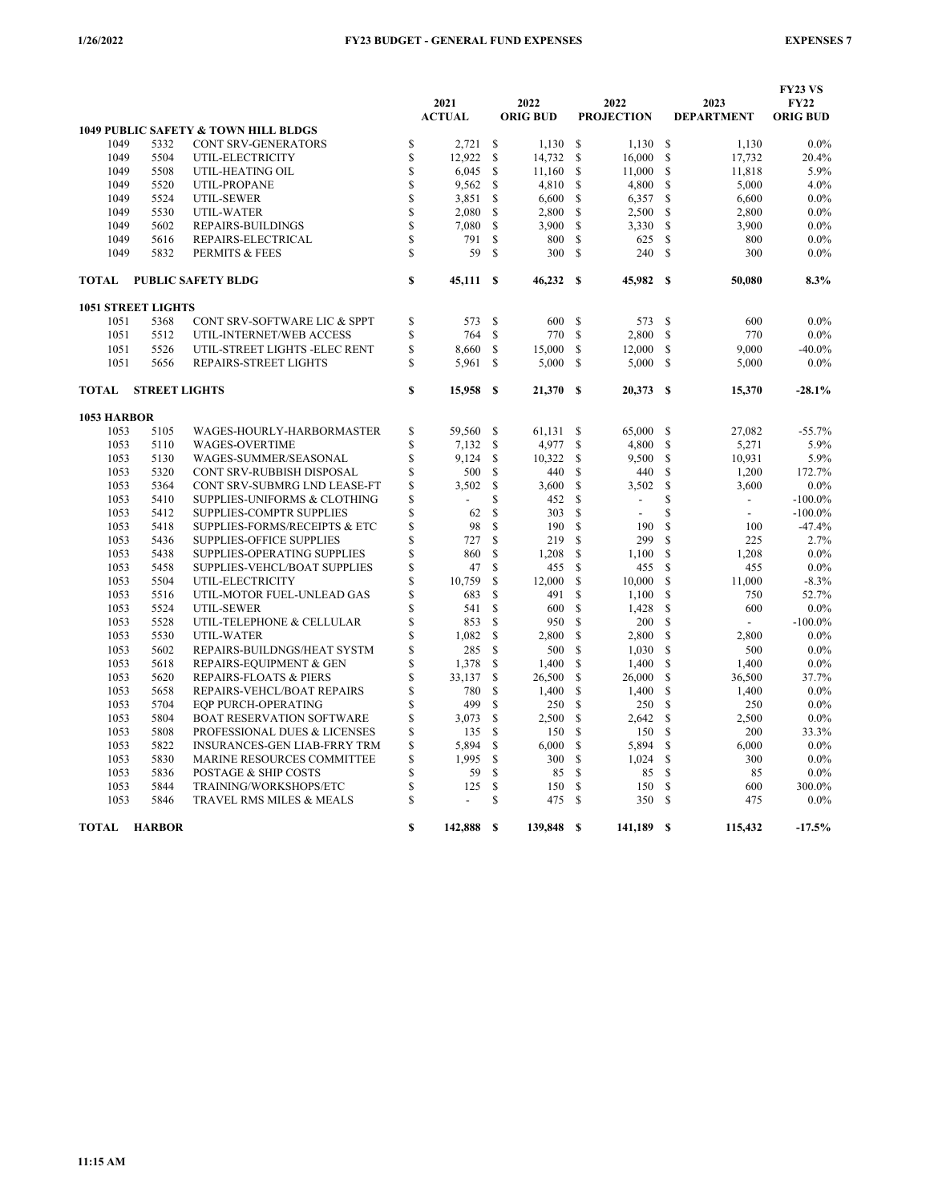| | | | 2021 ACTUAL | 2022 ORIG BUD | 2022 PROJECTION | 2023 DEPARTMENT | FY23 VS FY22 ORIG BUD |
|---|---|---|---|---|---|---|---|
| **1049 PUBLIC SAFETY & TOWN HILL BLDGS** | | | | | | | |
| 1049 | 5332 | CONT SRV-GENERATORS | $ 2,721 | $ 1,130 | $ 1,130 | $ 1,130 | 0.0% |
| 1049 | 5504 | UTIL-ELECTRICITY | $ 12,922 | $ 14,732 | $ 16,000 | $ 17,732 | 20.4% |
| 1049 | 5508 | UTIL-HEATING OIL | $ 6,045 | $ 11,160 | $ 11,000 | $ 11,818 | 5.9% |
| 1049 | 5520 | UTIL-PROPANE | $ 9,562 | $ 4,810 | $ 4,800 | $ 5,000 | 4.0% |
| 1049 | 5524 | UTIL-SEWER | $ 3,851 | $ 6,600 | $ 6,357 | $ 6,600 | 0.0% |
| 1049 | 5530 | UTIL-WATER | $ 2,080 | $ 2,800 | $ 2,500 | $ 2,800 | 0.0% |
| 1049 | 5602 | REPAIRS-BUILDINGS | $ 7,080 | $ 3,900 | $ 3,330 | $ 3,900 | 0.0% |
| 1049 | 5616 | REPAIRS-ELECTRICAL | $ 791 | $ 800 | $ 625 | $ 800 | 0.0% |
| 1049 | 5832 | PERMITS & FEES | $ 59 | $ 300 | $ 240 | $ 300 | 0.0% |
| **TOTAL** | | **PUBLIC SAFETY BLDG** | **$ 45,111** | **$ 46,232** | **$ 45,982** | **$ 50,080** | **8.3%** |
| **1051 STREET LIGHTS** | | | | | | | |
| 1051 | 5368 | CONT SRV-SOFTWARE LIC & SPPT | $ 573 | $ 600 | $ 573 | $ 600 | 0.0% |
| 1051 | 5512 | UTIL-INTERNET/WEB ACCESS | $ 764 | $ 770 | $ 2,800 | $ 770 | 0.0% |
| 1051 | 5526 | UTIL-STREET LIGHTS -ELEC RENT | $ 8,660 | $ 15,000 | $ 12,000 | $ 9,000 | -40.0% |
| 1051 | 5656 | REPAIRS-STREET LIGHTS | $ 5,961 | $ 5,000 | $ 5,000 | $ 5,000 | 0.0% |
| **TOTAL** | | **STREET LIGHTS** | **$ 15,958** | **$ 21,370** | **$ 20,373** | **$ 15,370** | **-28.1%** |
| **1053 HARBOR** | | | | | | | |
| 1053 | 5105 | WAGES-HOURLY-HARBORMASTER | $ 59,560 | $ 61,131 | $ 65,000 | $ 27,082 | -55.7% |
| 1053 | 5110 | WAGES-OVERTIME | $ 7,132 | $ 4,977 | $ 4,800 | $ 5,271 | 5.9% |
| 1053 | 5130 | WAGES-SUMMER/SEASONAL | $ 9,124 | $ 10,322 | $ 9,500 | $ 10,931 | 5.9% |
| 1053 | 5320 | CONT SRV-RUBBISH DISPOSAL | $ 500 | $ 440 | $ 440 | $ 1,200 | 172.7% |
| 1053 | 5364 | CONT SRV-SUBMRG LND LEASE-FT | $ 3,502 | $ 3,600 | $ 3,502 | $ 3,600 | 0.0% |
| 1053 | 5410 | SUPPLIES-UNIFORMS & CLOTHING | $ - | $ 452 | $ - | $ - | -100.0% |
| 1053 | 5412 | SUPPLIES-COMPTR SUPPLIES | $ 62 | $ 303 | $ - | $ - | -100.0% |
| 1053 | 5418 | SUPPLIES-FORMS/RECEIPTS & ETC | $ 98 | $ 190 | $ 190 | $ 100 | -47.4% |
| 1053 | 5436 | SUPPLIES-OFFICE SUPPLIES | $ 727 | $ 219 | $ 299 | $ 225 | 2.7% |
| 1053 | 5438 | SUPPLIES-OPERATING SUPPLIES | $ 860 | $ 1,208 | $ 1,100 | $ 1,208 | 0.0% |
| 1053 | 5458 | SUPPLIES-VEHCL/BOAT SUPPLIES | $ 47 | $ 455 | $ 455 | $ 455 | 0.0% |
| 1053 | 5504 | UTIL-ELECTRICITY | $ 10,759 | $ 12,000 | $ 10,000 | $ 11,000 | -8.3% |
| 1053 | 5516 | UTIL-MOTOR FUEL-UNLEAD GAS | $ 683 | $ 491 | $ 1,100 | $ 750 | 52.7% |
| 1053 | 5524 | UTIL-SEWER | $ 541 | $ 600 | $ 1,428 | $ 600 | 0.0% |
| 1053 | 5528 | UTIL-TELEPHONE & CELLULAR | $ 853 | $ 950 | $ 200 | $ - | -100.0% |
| 1053 | 5530 | UTIL-WATER | $ 1,082 | $ 2,800 | $ 2,800 | $ 2,800 | 0.0% |
| 1053 | 5602 | REPAIRS-BUILDNGS/HEAT SYSTM | $ 285 | $ 500 | $ 1,030 | $ 500 | 0.0% |
| 1053 | 5618 | REPAIRS-EQUIPMENT & GEN | $ 1,378 | $ 1,400 | $ 1,400 | $ 1,400 | 0.0% |
| 1053 | 5620 | REPAIRS-FLOATS & PIERS | $ 33,137 | $ 26,500 | $ 26,000 | $ 36,500 | 37.7% |
| 1053 | 5658 | REPAIRS-VEHCL/BOAT REPAIRS | $ 780 | $ 1,400 | $ 1,400 | $ 1,400 | 0.0% |
| 1053 | 5704 | EQP PURCH-OPERATING | $ 499 | $ 250 | $ 250 | $ 250 | 0.0% |
| 1053 | 5804 | BOAT RESERVATION SOFTWARE | $ 3,073 | $ 2,500 | $ 2,642 | $ 2,500 | 0.0% |
| 1053 | 5808 | PROFESSIONAL DUES & LICENSES | $ 135 | $ 150 | $ 150 | $ 200 | 33.3% |
| 1053 | 5822 | INSURANCES-GEN LIAB-FRRY TRM | $ 5,894 | $ 6,000 | $ 5,894 | $ 6,000 | 0.0% |
| 1053 | 5830 | MARINE RESOURCES COMMITTEE | $ 1,995 | $ 300 | $ 1,024 | $ 300 | 0.0% |
| 1053 | 5836 | POSTAGE & SHIP COSTS | $ 59 | $ 85 | $ 85 | $ 85 | 0.0% |
| 1053 | 5844 | TRAINING/WORKSHOPS/ETC | $ 125 | $ 150 | $ 150 | $ 600 | 300.0% |
| 1053 | 5846 | TRAVEL RMS MILES & MEALS | $ - | $ 475 | $ 350 | $ 475 | 0.0% |
| **TOTAL** | | **HARBOR** | **$ 142,888** | **$ 139,848** | **$ 141,189** | **$ 115,432** | **-17.5%** |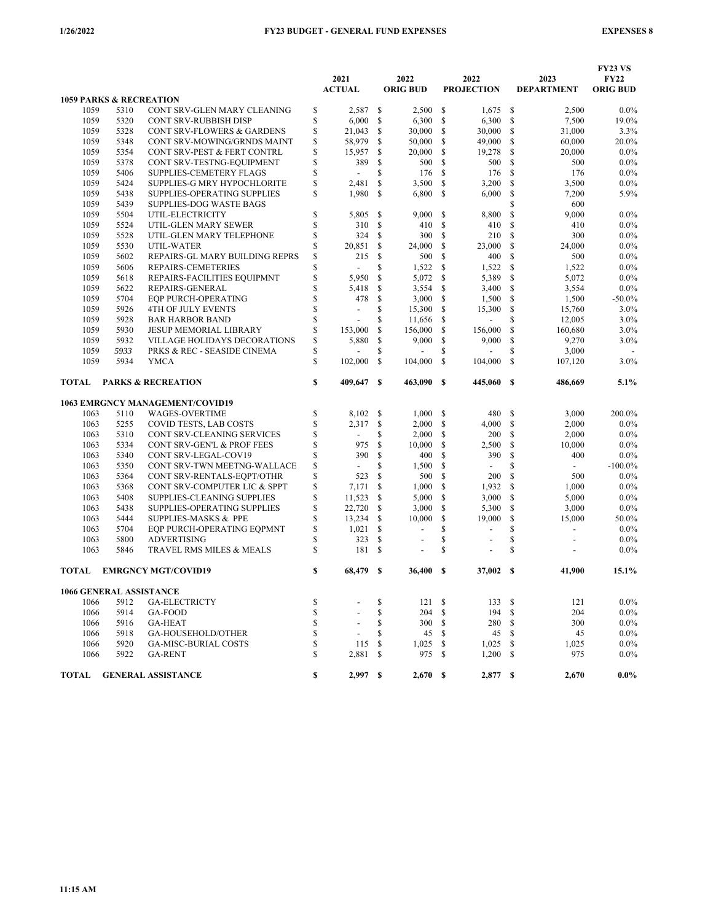| | | | 2021 ACTUAL | 2022 ORIG BUD | 2022 PROJECTION | 2023 DEPARTMENT | FY23 VS FY22 ORIG BUD |
|---|---|---|---|---|---|---|---|
| **1059 PARKS & RECREATION** | | | | | | | |
| 1059 | 5310 | CONT SRV-GLEN MARY CLEANING | $ 2,587 | $ 2,500 | $ 1,675 | $ 2,500 | 0.0% |
| 1059 | 5320 | CONT SRV-RUBBISH DISP | $ 6,000 | $ 6,300 | $ 6,300 | $ 7,500 | 19.0% |
| 1059 | 5328 | CONT SRV-FLOWERS & GARDENS | $ 21,043 | $ 30,000 | $ 30,000 | $ 31,000 | 3.3% |
| 1059 | 5348 | CONT SRV-MOWING/GRNDS MAINT | $ 58,979 | $ 50,000 | $ 49,000 | $ 60,000 | 20.0% |
| 1059 | 5354 | CONT SRV-PEST & FERT CONTRL | $ 15,957 | $ 20,000 | $ 19,278 | $ 20,000 | 0.0% |
| 1059 | 5378 | CONT SRV-TESTNG-EQUIPMENT | $ 389 | $ 500 | $ 500 | $ 500 | 0.0% |
| 1059 | 5406 | SUPPLIES-CEMETERY FLAGS | $ - | $ 176 | $ 176 | $ 176 | 0.0% |
| 1059 | 5424 | SUPPLIES-G MRY HYPOCHLORITE | $ 2,481 | $ 3,500 | $ 3,200 | $ 3,500 | 0.0% |
| 1059 | 5438 | SUPPLIES-OPERATING SUPPLIES | $ 1,980 | $ 6,800 | $ 6,000 | $ 7,200 | 5.9% |
| 1059 | 5439 | SUPPLIES-DOG WASTE BAGS | | | | $ 600 | |
| 1059 | 5504 | UTIL-ELECTRICITY | $ 5,805 | $ 9,000 | $ 8,800 | $ 9,000 | 0.0% |
| 1059 | 5524 | UTIL-GLEN MARY SEWER | $ 310 | $ 410 | $ 410 | $ 410 | 0.0% |
| 1059 | 5528 | UTIL-GLEN MARY TELEPHONE | $ 324 | $ 300 | $ 210 | $ 300 | 0.0% |
| 1059 | 5530 | UTIL-WATER | $ 20,851 | $ 24,000 | $ 23,000 | $ 24,000 | 0.0% |
| 1059 | 5602 | REPAIRS-GL MARY BUILDING REPRS | $ 215 | $ 500 | $ 400 | $ 500 | 0.0% |
| 1059 | 5606 | REPAIRS-CEMETERIES | $ - | $ 1,522 | $ 1,522 | $ 1,522 | 0.0% |
| 1059 | 5618 | REPAIRS-FACILITIES EQUIPMNT | $ 5,950 | $ 5,072 | $ 5,389 | $ 5,072 | 0.0% |
| 1059 | 5622 | REPAIRS-GENERAL | $ 5,418 | $ 3,554 | $ 3,400 | $ 3,554 | 0.0% |
| 1059 | 5704 | EQP PURCH-OPERATING | $ 478 | $ 3,000 | $ 1,500 | $ 1,500 | -50.0% |
| 1059 | 5926 | 4TH OF JULY EVENTS | $ - | $ 15,300 | $ 15,300 | $ 15,760 | 3.0% |
| 1059 | 5928 | BAR HARBOR BAND | $ - | $ 11,656 | $ - | $ 12,005 | 3.0% |
| 1059 | 5930 | JESUP MEMORIAL LIBRARY | $ 153,000 | $ 156,000 | $ 156,000 | $ 160,680 | 3.0% |
| 1059 | 5932 | VILLAGE HOLIDAYS DECORATIONS | $ 5,880 | $ 9,000 | $ 9,000 | $ 9,270 | 3.0% |
| 1059 | 5933 | PRKS & REC - SEASIDE CINEMA | $ - | $ - | $ - | $ 3,000 | - |
| 1059 | 5934 | YMCA | $ 102,000 | $ 104,000 | $ 104,000 | $ 107,120 | 3.0% |
| **TOTAL** | | **PARKS & RECREATION** | **$ 409,647** | **$ 463,090** | **$ 445,060** | **$ 486,669** | **5.1%** |
| **1063 EMRGNCY MANAGEMENT/COVID19** | | | | | | | |
| 1063 | 5110 | WAGES-OVERTIME | $ 8,102 | $ 1,000 | $ 480 | $ 3,000 | 200.0% |
| 1063 | 5255 | COVID TESTS, LAB COSTS | $ 2,317 | $ 2,000 | $ 4,000 | $ 2,000 | 0.0% |
| 1063 | 5310 | CONT SRV-CLEANING SERVICES | $ - | $ 2,000 | $ 200 | $ 2,000 | 0.0% |
| 1063 | 5334 | CONT SRV-GEN'L & PROF FEES | $ 975 | $ 10,000 | $ 2,500 | $ 10,000 | 0.0% |
| 1063 | 5340 | CONT SRV-LEGAL-COV19 | $ 390 | $ 400 | $ 390 | $ 400 | 0.0% |
| 1063 | 5350 | CONT SRV-TWN MEETNG-WALLACE | $ - | $ 1,500 | $ - | $ - | -100.0% |
| 1063 | 5364 | CONT SRV-RENTALS-EQPT/OTHR | $ 523 | $ 500 | $ 200 | $ 500 | 0.0% |
| 1063 | 5368 | CONT SRV-COMPUTER LIC & SPPT | $ 7,171 | $ 1,000 | $ 1,932 | $ 1,000 | 0.0% |
| 1063 | 5408 | SUPPLIES-CLEANING SUPPLIES | $ 11,523 | $ 5,000 | $ 3,000 | $ 5,000 | 0.0% |
| 1063 | 5438 | SUPPLIES-OPERATING SUPPLIES | $ 22,720 | $ 3,000 | $ 5,300 | $ 3,000 | 0.0% |
| 1063 | 5444 | SUPPLIES-MASKS & PPE | $ 13,234 | $ 10,000 | $ 19,000 | $ 15,000 | 50.0% |
| 1063 | 5704 | EQP PURCH-OPERATING EQPMNT | $ 1,021 | $ - | $ - | $ - | 0.0% |
| 1063 | 5800 | ADVERTISING | $ 323 | $ - | $ - | $ - | 0.0% |
| 1063 | 5846 | TRAVEL RMS MILES & MEALS | $ 181 | $ - | $ - | $ - | 0.0% |
| **TOTAL** | | **EMRGNCY MGT/COVID19** | **$ 68,479** | **$ 36,400** | **$ 37,002** | **$ 41,900** | **15.1%** |
| **1066 GENERAL ASSISTANCE** | | | | | | | |
| 1066 | 5912 | GA-ELECTRICTY | $ - | $ 121 | $ 133 | $ 121 | 0.0% |
| 1066 | 5914 | GA-FOOD | $ - | $ 204 | $ 194 | $ 204 | 0.0% |
| 1066 | 5916 | GA-HEAT | $ - | $ 300 | $ 280 | $ 300 | 0.0% |
| 1066 | 5918 | GA-HOUSEHOLD/OTHER | $ - | $ 45 | $ 45 | $ 45 | 0.0% |
| 1066 | 5920 | GA-MISC-BURIAL COSTS | $ 115 | $ 1,025 | $ 1,025 | $ 1,025 | 0.0% |
| 1066 | 5922 | GA-RENT | $ 2,881 | $ 975 | $ 1,200 | $ 975 | 0.0% |
| **TOTAL** | | **GENERAL ASSISTANCE** | **$ 2,997** | **$ 2,670** | **$ 2,877** | **$ 2,670** | **0.0%** |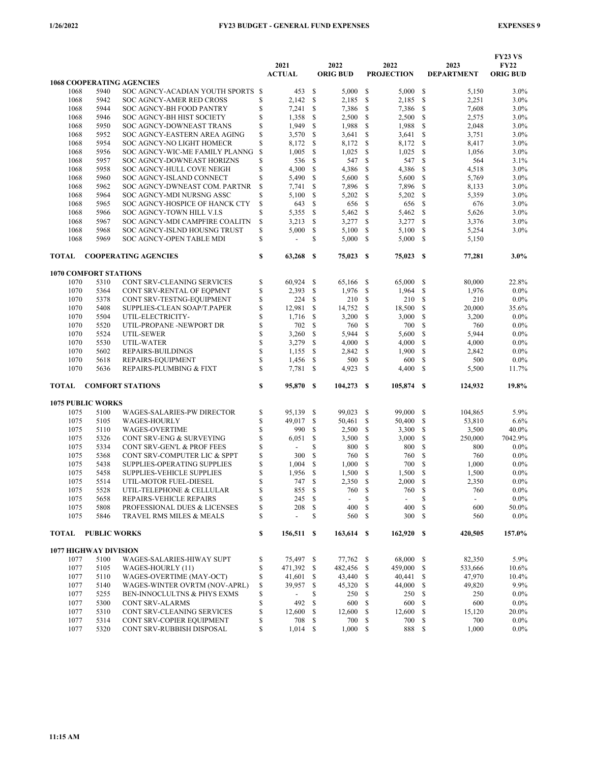# FY23 BUDGET - GENERAL FUND EXPENSES

| | | | 2021 ACTUAL | 2022 ORIG BUD | 2022 PROJECTION | 2023 DEPARTMENT | FY23 VS FY22 ORIG BUD |
|---|---|---|---|---|---|---|---|
| **1068 COOPERATING AGENCIES** | | | | | | | |
| 1068 | 5940 | SOC AGNCY-ACADIAN YOUTH SPORTS | $ 453 | $ 5,000 | $ 5,000 | $ 5,150 | 3.0% |
| 1068 | 5942 | SOC AGNCY-AMER RED CROSS | $ 2,142 | $ 2,185 | $ 2,185 | $ 2,251 | 3.0% |
| 1068 | 5944 | SOC AGNCY-BH FOOD PANTRY | $ 7,241 | $ 7,386 | $ 7,386 | $ 7,608 | 3.0% |
| 1068 | 5946 | SOC AGNCY-BH HIST SOCIETY | $ 1,358 | $ 2,500 | $ 2,500 | $ 2,575 | 3.0% |
| 1068 | 5950 | SOC AGNCY-DOWNEAST TRANS | $ 1,949 | $ 1,988 | $ 1,988 | $ 2,048 | 3.0% |
| 1068 | 5952 | SOC AGNCY-EASTERN AREA AGING | $ 3,570 | $ 3,641 | $ 3,641 | $ 3,751 | 3.0% |
| 1068 | 5954 | SOC AGNCY-NO LIGHT HOMECR | $ 8,172 | $ 8,172 | $ 8,172 | $ 8,417 | 3.0% |
| 1068 | 5956 | SOC AGNCY-WIC-ME FAMILY PLANNG | $ 1,005 | $ 1,025 | $ 1,025 | $ 1,056 | 3.0% |
| 1068 | 5957 | SOC AGNCY-DOWNEAST HORIZNS | $ 536 | $ 547 | $ 547 | $ 564 | 3.1% |
| 1068 | 5958 | SOC AGNCY-HULL COVE NEIGH | $ 4,300 | $ 4,386 | $ 4,386 | $ 4,518 | 3.0% |
| 1068 | 5960 | SOC AGNCY-ISLAND CONNECT | $ 5,490 | $ 5,600 | $ 5,600 | $ 5,769 | 3.0% |
| 1068 | 5962 | SOC AGNCY-DWNEAST COM. PARTNR | $ 7,741 | $ 7,896 | $ 7,896 | $ 8,133 | 3.0% |
| 1068 | 5964 | SOC AGNCY-MDI NURSNG ASSC | $ 5,100 | $ 5,202 | $ 5,202 | $ 5,359 | 3.0% |
| 1068 | 5965 | SOC AGNCY-HOSPICE OF HANCK CTY | $ 643 | $ 656 | $ 656 | $ 676 | 3.0% |
| 1068 | 5966 | SOC AGNCY-TOWN HILL V.I.S | $ 5,355 | $ 5,462 | $ 5,462 | $ 5,626 | 3.0% |
| 1068 | 5967 | SOC AGNCY-MDI CAMPFIRE COALITN | $ 3,213 | $ 3,277 | $ 3,277 | $ 3,376 | 3.0% |
| 1068 | 5968 | SOC AGNCY-ISLND HOUSNG TRUST | $ 5,000 | $ 5,100 | $ 5,100 | $ 5,254 | 3.0% |
| 1068 | 5969 | SOC AGNCY-OPEN TABLE MDI | $ - | $ 5,000 | $ 5,000 | $ 5,150 | |
| **TOTAL** | | **COOPERATING AGENCIES** | **$ 63,268** | **$ 75,023** | **$ 75,023** | **$ 77,281** | **3.0%** |
| **1070 COMFORT STATIONS** | | | | | | | |
| 1070 | 5310 | CONT SRV-CLEANING SERVICES | $ 60,924 | $ 65,166 | $ 65,000 | $ 80,000 | 22.8% |
| 1070 | 5364 | CONT SRV-RENTAL OF EQPMNT | $ 2,393 | $ 1,976 | $ 1,964 | $ 1,976 | 0.0% |
| 1070 | 5378 | CONT SRV-TESTNG-EQUIPMENT | $ 224 | $ 210 | $ 210 | $ 210 | 0.0% |
| 1070 | 5408 | SUPPLIES-CLEAN SOAP/T.PAPER | $ 12,981 | $ 14,752 | $ 18,500 | $ 20,000 | 35.6% |
| 1070 | 5504 | UTIL-ELECTRICITY- | $ 1,716 | $ 3,200 | $ 3,000 | $ 3,200 | 0.0% |
| 1070 | 5520 | UTIL-PROPANE -NEWPORT DR | $ 702 | $ 760 | $ 700 | $ 760 | 0.0% |
| 1070 | 5524 | UTIL-SEWER | $ 3,260 | $ 5,944 | $ 5,600 | $ 5,944 | 0.0% |
| 1070 | 5530 | UTIL-WATER | $ 3,279 | $ 4,000 | $ 4,000 | $ 4,000 | 0.0% |
| 1070 | 5602 | REPAIRS-BUILDINGS | $ 1,155 | $ 2,842 | $ 1,900 | $ 2,842 | 0.0% |
| 1070 | 5618 | REPAIRS-EQUIPMENT | $ 1,456 | $ 500 | $ 600 | $ 500 | 0.0% |
| 1070 | 5636 | REPAIRS-PLUMBING & FIXT | $ 7,781 | $ 4,923 | $ 4,400 | $ 5,500 | 11.7% |
| **TOTAL** | | **COMFORT STATIONS** | **$ 95,870** | **$ 104,273** | **$ 105,874** | **$ 124,932** | **19.8%** |
| **1075 PUBLIC WORKS** | | | | | | | |
| 1075 | 5100 | WAGES-SALARIES-PW DIRECTOR | $ 95,139 | $ 99,023 | $ 99,000 | $ 104,865 | 5.9% |
| 1075 | 5105 | WAGES-HOURLY | $ 49,017 | $ 50,461 | $ 50,400 | $ 53,810 | 6.6% |
| 1075 | 5110 | WAGES-OVERTIME | $ 990 | $ 2,500 | $ 3,300 | $ 3,500 | 40.0% |
| 1075 | 5326 | CONT SRV-ENG & SURVEYING | $ 6,051 | $ 3,500 | $ 3,000 | $ 250,000 | 7042.9% |
| 1075 | 5334 | CONT SRV-GEN'L & PROF FEES | $ - | $ 800 | $ 800 | $ 800 | 0.0% |
| 1075 | 5368 | CONT SRV-COMPUTER LIC & SPPT | $ 300 | $ 760 | $ 760 | $ 760 | 0.0% |
| 1075 | 5438 | SUPPLIES-OPERATING SUPPLIES | $ 1,004 | $ 1,000 | $ 700 | $ 1,000 | 0.0% |
| 1075 | 5458 | SUPPLIES-VEHICLE SUPPLIES | $ 1,956 | $ 1,500 | $ 1,500 | $ 1,500 | 0.0% |
| 1075 | 5514 | UTIL-MOTOR FUEL-DIESEL | $ 747 | $ 2,350 | $ 2,000 | $ 2,350 | 0.0% |
| 1075 | 5528 | UTIL-TELEPHONE & CELLULAR | $ 855 | $ 760 | $ 760 | $ 760 | 0.0% |
| 1075 | 5658 | REPAIRS-VEHICLE REPAIRS | $ 245 | $ - | $ - | $ - | 0.0% |
| 1075 | 5808 | PROFESSIONAL DUES & LICENSES | $ 208 | $ 400 | $ 400 | $ 600 | 50.0% |
| 1075 | 5846 | TRAVEL RMS MILES & MEALS | $ - | $ 560 | $ 300 | $ 560 | 0.0% |
| **TOTAL** | | **PUBLIC WORKS** | **$ 156,511** | **$ 163,614** | **$ 162,920** | **$ 420,505** | **157.0%** |
| **1077 HIGHWAY DIVISION** | | | | | | | |
| 1077 | 5100 | WAGES-SALARIES-HIWAY SUPT | $ 75,497 | $ 77,762 | $ 68,000 | $ 82,350 | 5.9% |
| 1077 | 5105 | WAGES-HOURLY (11) | $ 471,392 | $ 482,456 | $ 459,000 | $ 533,666 | 10.6% |
| 1077 | 5110 | WAGES-OVERTIME (MAY-OCT) | $ 41,601 | $ 43,440 | $ 40,441 | $ 47,970 | 10.4% |
| 1077 | 5140 | WAGES-WINTER OVRTM (NOV-APRL) | $ 39,957 | $ 45,320 | $ 44,000 | $ 49,820 | 9.9% |
| 1077 | 5255 | BEN-INNOCLULTNS & PHYS EXMS | $ - | $ 250 | $ 250 | $ 250 | 0.0% |
| 1077 | 5300 | CONT SRV-ALARMS | $ 492 | $ 600 | $ 600 | $ 600 | 0.0% |
| 1077 | 5310 | CONT SRV-CLEANING SERVICES | $ 12,600 | $ 12,600 | $ 12,600 | $ 15,120 | 20.0% |
| 1077 | 5314 | CONT SRV-COPIER EQUIPMENT | $ 708 | $ 700 | $ 700 | $ 700 | 0.0% |
| 1077 | 5320 | CONT SRV-RUBBISH DISPOSAL | $ 1,014 | $ 1,000 | $ 888 | $ 1,000 | 0.0% |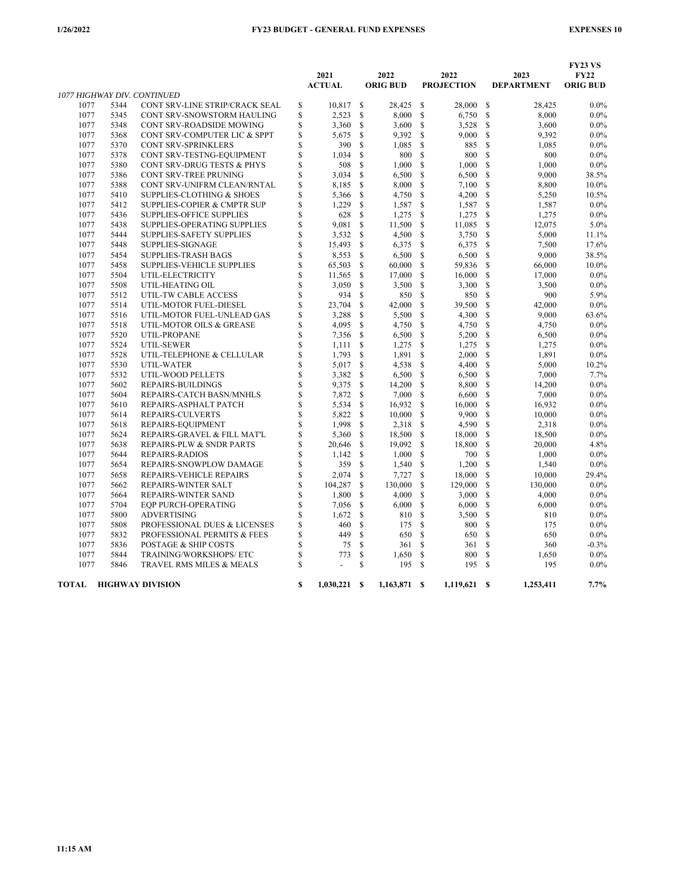| | | | 2021 ACTUAL | 2022 ORIG BUD | 2022 PROJECTION | 2023 DEPARTMENT | FY23 VS FY22 ORIG BUD |
|---|---|---|---|---|---|---|---|
| *1077 HIGHWAY DIV. CONTINUED* | | | | | | | |
| 1077 | 5344 | CONT SRV-LINE STRIP/CRACK SEAL | $ 10,817 | $ 28,425 | $ 28,000 | $ 28,425 | 0.0% |
| 1077 | 5345 | CONT SRV-SNOWSTORM HAULING | $ 2,523 | $ 8,000 | $ 6,750 | $ 8,000 | 0.0% |
| 1077 | 5348 | CONT SRV-ROADSIDE MOWING | $ 3,360 | $ 3,600 | $ 3,528 | $ 3,600 | 0.0% |
| 1077 | 5368 | CONT SRV-COMPUTER LIC & SPPT | $ 5,675 | $ 9,392 | $ 9,000 | $ 9,392 | 0.0% |
| 1077 | 5370 | CONT SRV-SPRINKLERS | $ 390 | $ 1,085 | $ 885 | $ 1,085 | 0.0% |
| 1077 | 5378 | CONT SRV-TESTNG-EQUIPMENT | $ 1,034 | $ 800 | $ 800 | $ 800 | 0.0% |
| 1077 | 5380 | CONT SRV-DRUG TESTS & PHYS | $ 508 | $ 1,000 | $ 1,000 | $ 1,000 | 0.0% |
| 1077 | 5386 | CONT SRV-TREE PRUNING | $ 3,034 | $ 6,500 | $ 6,500 | $ 9,000 | 38.5% |
| 1077 | 5388 | CONT SRV-UNIFRM CLEAN/RNTAL | $ 8,185 | $ 8,000 | $ 7,100 | $ 8,800 | 10.0% |
| 1077 | 5410 | SUPPLIES-CLOTHING & SHOES | $ 5,366 | $ 4,750 | $ 4,200 | $ 5,250 | 10.5% |
| 1077 | 5412 | SUPPLIES-COPIER & CMPTR SUP | $ 1,229 | $ 1,587 | $ 1,587 | $ 1,587 | 0.0% |
| 1077 | 5436 | SUPPLIES-OFFICE SUPPLIES | $ 628 | $ 1,275 | $ 1,275 | $ 1,275 | 0.0% |
| 1077 | 5438 | SUPPLIES-OPERATING SUPPLIES | $ 9,081 | $ 11,500 | $ 11,085 | $ 12,075 | 5.0% |
| 1077 | 5444 | SUPPLIES-SAFETY SUPPLIES | $ 3,532 | $ 4,500 | $ 3,750 | $ 5,000 | 11.1% |
| 1077 | 5448 | SUPPLIES-SIGNAGE | $ 15,493 | $ 6,375 | $ 6,375 | $ 7,500 | 17.6% |
| 1077 | 5454 | SUPPLIES-TRASH BAGS | $ 8,553 | $ 6,500 | $ 6,500 | $ 9,000 | 38.5% |
| 1077 | 5458 | SUPPLIES-VEHICLE SUPPLIES | $ 65,503 | $ 60,000 | $ 59,836 | $ 66,000 | 10.0% |
| 1077 | 5504 | UTIL-ELECTRICITY | $ 11,565 | $ 17,000 | $ 16,000 | $ 17,000 | 0.0% |
| 1077 | 5508 | UTIL-HEATING OIL | $ 3,050 | $ 3,500 | $ 3,300 | $ 3,500 | 0.0% |
| 1077 | 5512 | UTIL-TW CABLE ACCESS | $ 934 | $ 850 | $ 850 | $ 900 | 5.9% |
| 1077 | 5514 | UTIL-MOTOR FUEL-DIESEL | $ 23,704 | $ 42,000 | $ 39,500 | $ 42,000 | 0.0% |
| 1077 | 5516 | UTIL-MOTOR FUEL-UNLEAD GAS | $ 3,288 | $ 5,500 | $ 4,300 | $ 9,000 | 63.6% |
| 1077 | 5518 | UTIL-MOTOR OILS & GREASE | $ 4,095 | $ 4,750 | $ 4,750 | $ 4,750 | 0.0% |
| 1077 | 5520 | UTIL-PROPANE | $ 7,356 | $ 6,500 | $ 5,200 | $ 6,500 | 0.0% |
| 1077 | 5524 | UTIL-SEWER | $ 1,111 | $ 1,275 | $ 1,275 | $ 1,275 | 0.0% |
| 1077 | 5528 | UTIL-TELEPHONE & CELLULAR | $ 1,793 | $ 1,891 | $ 2,000 | $ 1,891 | 0.0% |
| 1077 | 5530 | UTIL-WATER | $ 5,017 | $ 4,538 | $ 4,400 | $ 5,000 | 10.2% |
| 1077 | 5532 | UTIL-WOOD PELLETS | $ 3,382 | $ 6,500 | $ 6,500 | $ 7,000 | 7.7% |
| 1077 | 5602 | REPAIRS-BUILDINGS | $ 9,375 | $ 14,200 | $ 8,800 | $ 14,200 | 0.0% |
| 1077 | 5604 | REPAIRS-CATCH BASN/MNHLS | $ 7,872 | $ 7,000 | $ 6,600 | $ 7,000 | 0.0% |
| 1077 | 5610 | REPAIRS-ASPHALT PATCH | $ 5,534 | $ 16,932 | $ 16,000 | $ 16,932 | 0.0% |
| 1077 | 5614 | REPAIRS-CULVERTS | $ 5,822 | $ 10,000 | $ 9,900 | $ 10,000 | 0.0% |
| 1077 | 5618 | REPAIRS-EQUIPMENT | $ 1,998 | $ 2,318 | $ 4,590 | $ 2,318 | 0.0% |
| 1077 | 5624 | REPAIRS-GRAVEL & FILL MAT'L | $ 5,360 | $ 18,500 | $ 18,000 | $ 18,500 | 0.0% |
| 1077 | 5638 | REPAIRS-PLW & SNDR PARTS | $ 20,646 | $ 19,092 | $ 18,800 | $ 20,000 | 4.8% |
| 1077 | 5644 | REPAIRS-RADIOS | $ 1,142 | $ 1,000 | $ 700 | $ 1,000 | 0.0% |
| 1077 | 5654 | REPAIRS-SNOWPLOW DAMAGE | $ 359 | $ 1,540 | $ 1,200 | $ 1,540 | 0.0% |
| 1077 | 5658 | REPAIRS-VEHICLE REPAIRS | $ 2,074 | $ 7,727 | $ 18,000 | $ 10,000 | 29.4% |
| 1077 | 5662 | REPAIRS-WINTER SALT | $ 104,287 | $ 130,000 | $ 129,000 | $ 130,000 | 0.0% |
| 1077 | 5664 | REPAIRS-WINTER SAND | $ 1,800 | $ 4,000 | $ 3,000 | $ 4,000 | 0.0% |
| 1077 | 5704 | EQP PURCH-OPERATING | $ 7,056 | $ 6,000 | $ 6,000 | $ 6,000 | 0.0% |
| 1077 | 5800 | ADVERTISING | $ 1,672 | $ 810 | $ 3,500 | $ 810 | 0.0% |
| 1077 | 5808 | PROFESSIONAL DUES & LICENSES | $ 460 | $ 175 | $ 800 | $ 175 | 0.0% |
| 1077 | 5832 | PROFESSIONAL PERMITS & FEES | $ 449 | $ 650 | $ 650 | $ 650 | 0.0% |
| 1077 | 5836 | POSTAGE & SHIP COSTS | $ 75 | $ 361 | $ 361 | $ 360 | -0.3% |
| 1077 | 5844 | TRAINING/WORKSHOPS/ ETC | $ 773 | $ 1,650 | $ 800 | $ 1,650 | 0.0% |
| 1077 | 5846 | TRAVEL RMS MILES & MEALS | $ - | $ 195 | $ 195 | $ 195 | 0.0% |
| **TOTAL** | **HIGHWAY DIVISION** | | **$ 1,030,221** | **$ 1,163,871** | **$ 1,119,621** | **$ 1,253,411** | **7.7%** |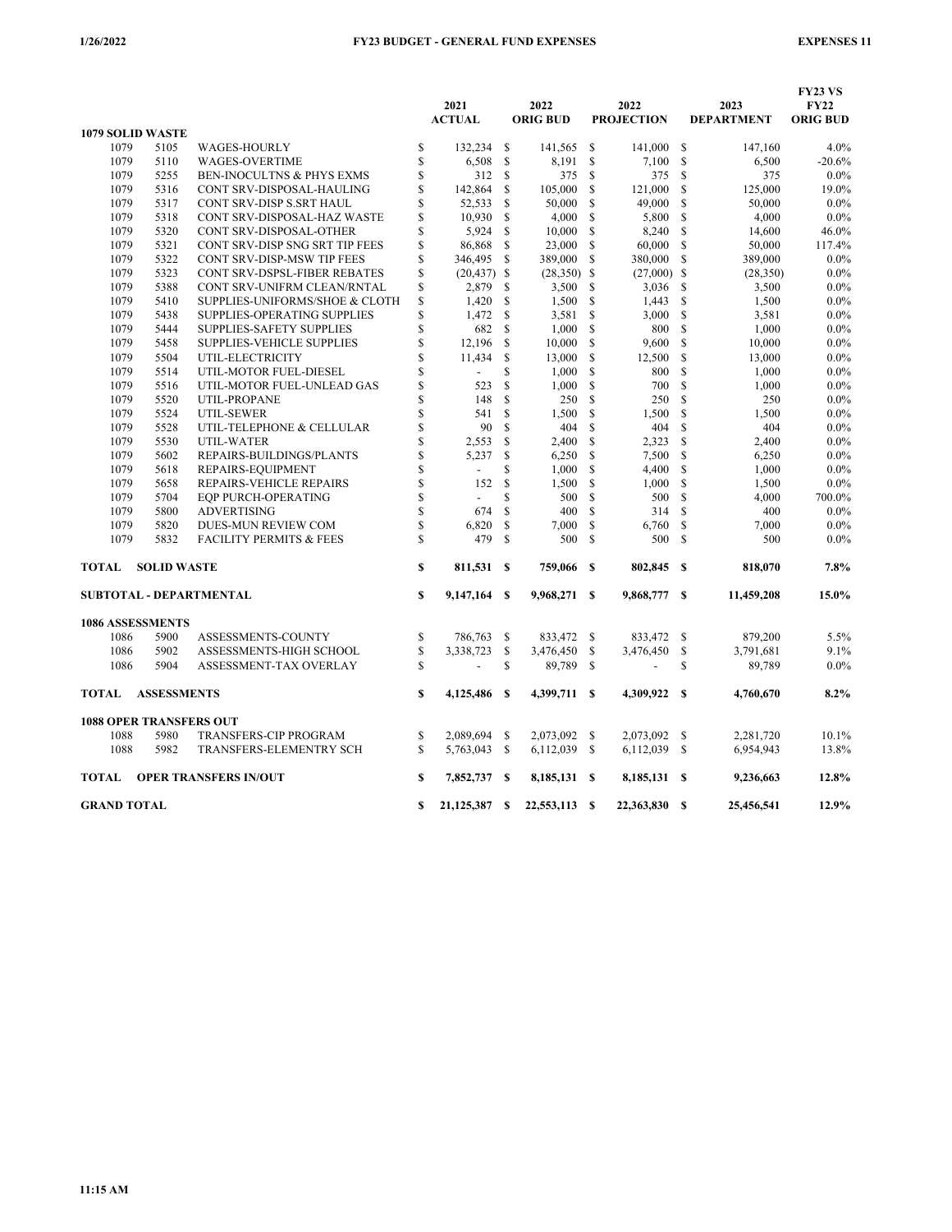| | | | 2021 ACTUAL | 2022 ORIG BUD | 2022 PROJECTION | 2023 DEPARTMENT | FY23 VS FY22 ORIG BUD |
|---|---|---|---|---|---|---|---|
| **1079 SOLID WASTE** | | | | | | | |
| 1079 | 5105 | WAGES-HOURLY | $ 132,234 | $ 141,565 | $ 141,000 | $ 147,160 | 4.0% |
| 1079 | 5110 | WAGES-OVERTIME | $ 6,508 | $ 8,191 | $ 7,100 | $ 6,500 | -20.6% |
| 1079 | 5255 | BEN-INOCULTNS & PHYS EXMS | $ 312 | $ 375 | $ 375 | $ 375 | 0.0% |
| 1079 | 5316 | CONT SRV-DISPOSAL-HAULING | $ 142,864 | $ 105,000 | $ 121,000 | $ 125,000 | 19.0% |
| 1079 | 5317 | CONT SRV-DISP S.SRT HAUL | $ 52,533 | $ 50,000 | $ 49,000 | $ 50,000 | 0.0% |
| 1079 | 5318 | CONT SRV-DISPOSAL-HAZ WASTE | $ 10,930 | $ 4,000 | $ 5,800 | $ 4,000 | 0.0% |
| 1079 | 5320 | CONT SRV-DISPOSAL-OTHER | $ 5,924 | $ 10,000 | $ 8,240 | $ 14,600 | 46.0% |
| 1079 | 5321 | CONT SRV-DISP SNG SRT TIP FEES | $ 86,868 | $ 23,000 | $ 60,000 | $ 50,000 | 117.4% |
| 1079 | 5322 | CONT SRV-DISP-MSW TIP FEES | $ 346,495 | $ 389,000 | $ 380,000 | $ 389,000 | 0.0% |
| 1079 | 5323 | CONT SRV-DSPSL-FIBER REBATES | $ (20,437) | $ (28,350) | $ (27,000) | $ (28,350) | 0.0% |
| 1079 | 5388 | CONT SRV-UNIFRM CLEAN/RNTAL | $ 2,879 | $ 3,500 | $ 3,036 | $ 3,500 | 0.0% |
| 1079 | 5410 | SUPPLIES-UNIFORMS/SHOE & CLOTH | $ 1,420 | $ 1,500 | $ 1,443 | $ 1,500 | 0.0% |
| 1079 | 5438 | SUPPLIES-OPERATING SUPPLIES | $ 1,472 | $ 3,581 | $ 3,000 | $ 3,581 | 0.0% |
| 1079 | 5444 | SUPPLIES-SAFETY SUPPLIES | $ 682 | $ 1,000 | $ 800 | $ 1,000 | 0.0% |
| 1079 | 5458 | SUPPLIES-VEHICLE SUPPLIES | $ 12,196 | $ 10,000 | $ 9,600 | $ 10,000 | 0.0% |
| 1079 | 5504 | UTIL-ELECTRICITY | $ 11,434 | $ 13,000 | $ 12,500 | $ 13,000 | 0.0% |
| 1079 | 5514 | UTIL-MOTOR FUEL-DIESEL | $ - | $ 1,000 | $ 800 | $ 1,000 | 0.0% |
| 1079 | 5516 | UTIL-MOTOR FUEL-UNLEAD GAS | $ 523 | $ 1,000 | $ 700 | $ 1,000 | 0.0% |
| 1079 | 5520 | UTIL-PROPANE | $ 148 | $ 250 | $ 250 | $ 250 | 0.0% |
| 1079 | 5524 | UTIL-SEWER | $ 541 | $ 1,500 | $ 1,500 | $ 1,500 | 0.0% |
| 1079 | 5528 | UTIL-TELEPHONE & CELLULAR | $ 90 | $ 404 | $ 404 | $ 404 | 0.0% |
| 1079 | 5530 | UTIL-WATER | $ 2,553 | $ 2,400 | $ 2,323 | $ 2,400 | 0.0% |
| 1079 | 5602 | REPAIRS-BUILDINGS/PLANTS | $ 5,237 | $ 6,250 | $ 7,500 | $ 6,250 | 0.0% |
| 1079 | 5618 | REPAIRS-EQUIPMENT | $ - | $ 1,000 | $ 4,400 | $ 1,000 | 0.0% |
| 1079 | 5658 | REPAIRS-VEHICLE REPAIRS | $ 152 | $ 1,500 | $ 1,000 | $ 1,500 | 0.0% |
| 1079 | 5704 | EQP PURCH-OPERATING | $ - | $ 500 | $ 500 | $ 4,000 | 700.0% |
| 1079 | 5800 | ADVERTISING | $ 674 | $ 400 | $ 314 | $ 400 | 0.0% |
| 1079 | 5820 | DUES-MUN REVIEW COM | $ 6,820 | $ 7,000 | $ 6,760 | $ 7,000 | 0.0% |
| 1079 | 5832 | FACILITY PERMITS & FEES | $ 479 | $ 500 | $ 500 | $ 500 | 0.0% |
| **TOTAL** | **SOLID WASTE** | | **$ 811,531** | **$ 759,066** | **$ 802,845** | **$ 818,070** | **7.8%** |
| **SUBTOTAL - DEPARTMENTAL** | | | **$ 9,147,164** | **$ 9,968,271** | **$ 9,868,777** | **$ 11,459,208** | **15.0%** |
| **1086 ASSESSMENTS** | | | | | | | |
| 1086 | 5900 | ASSESSMENTS-COUNTY | $ 786,763 | $ 833,472 | $ 833,472 | $ 879,200 | 5.5% |
| 1086 | 5902 | ASSESSMENTS-HIGH SCHOOL | $ 3,338,723 | $ 3,476,450 | $ 3,476,450 | $ 3,791,681 | 9.1% |
| 1086 | 5904 | ASSESSMENT-TAX OVERLAY | $ - | $ 89,789 | $ - | $ 89,789 | 0.0% |
| **TOTAL** | **ASSESSMENTS** | | **$ 4,125,486** | **$ 4,399,711** | **$ 4,309,922** | **$ 4,760,670** | **8.2%** |
| **1088 OPER TRANSFERS OUT** | | | | | | | |
| 1088 | 5980 | TRANSFERS-CIP PROGRAM | $ 2,089,694 | $ 2,073,092 | $ 2,073,092 | $ 2,281,720 | 10.1% |
| 1088 | 5982 | TRANSFERS-ELEMENTRY SCH | $ 5,763,043 | $ 6,112,039 | $ 6,112,039 | $ 6,954,943 | 13.8% |
| **TOTAL** | **OPER TRANSFERS IN/OUT** | | **$ 7,852,737** | **$ 8,185,131** | **$ 8,185,131** | **$ 9,236,663** | **12.8%** |
| **GRAND TOTAL** | | | **$ 21,125,387** | **$ 22,553,113** | **$ 22,363,830** | **$ 25,456,541** | **12.9%** |